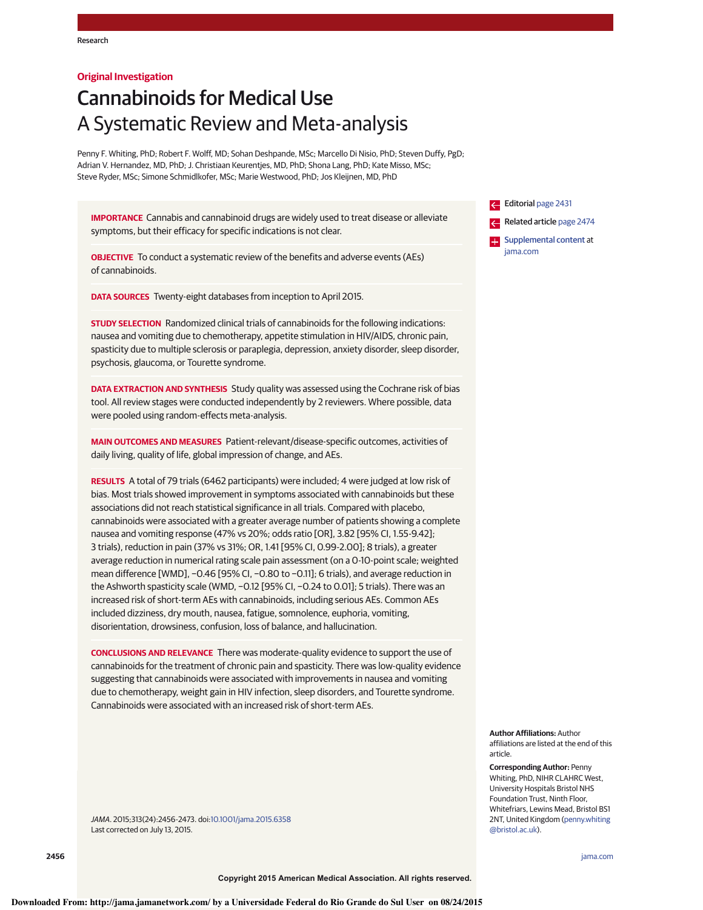Research

**Original Investigation**

# Cannabinoids for Medical Use
## A Systematic Review and Meta-analysis

Penny F. Whiting, PhD; Robert F. Wolff, MD; Sohan Deshpande, MSc; Marcello Di Nisio, PhD; Steven Duffy, PgD; Adrian V. Hernandez, MD, PhD; J. Christiaan Keurentjes, MD, PhD; Shona Lang, PhD; Kate Misso, MSc; Steve Ryder, MSc; Simone Schmidlkofer, MSc; Marie Westwood, PhD; Jos Kleijnen, MD, PhD

**IMPORTANCE** Cannabis and cannabinoid drugs are widely used to treat disease or alleviate symptoms, but their efficacy for specific indications is not clear.

**OBJECTIVE** To conduct a systematic review of the benefits and adverse events (AEs) of cannabinoids.

**DATA SOURCES** Twenty-eight databases from inception to April 2015.

**STUDY SELECTION** Randomized clinical trials of cannabinoids for the following indications: nausea and vomiting due to chemotherapy, appetite stimulation in HIV/AIDS, chronic pain, spasticity due to multiple sclerosis or paraplegia, depression, anxiety disorder, sleep disorder, psychosis, glaucoma, or Tourette syndrome.

**DATA EXTRACTION AND SYNTHESIS** Study quality was assessed using the Cochrane risk of bias tool. All review stages were conducted independently by 2 reviewers. Where possible, data were pooled using random-effects meta-analysis.

**MAIN OUTCOMES AND MEASURES** Patient-relevant/disease-specific outcomes, activities of daily living, quality of life, global impression of change, and AEs.

**RESULTS** A total of 79 trials (6462 participants) were included; 4 were judged at low risk of bias. Most trials showed improvement in symptoms associated with cannabinoids but these associations did not reach statistical significance in all trials. Compared with placebo, cannabinoids were associated with a greater average number of patients showing a complete nausea and vomiting response (47% vs 20%; odds ratio [OR], 3.82 [95% CI, 1.55-9.42]; 3 trials), reduction in pain (37% vs 31%; OR, 1.41 [95% CI, 0.99-2.00]; 8 trials), a greater average reduction in numerical rating scale pain assessment (on a 0-10-point scale; weighted mean difference [WMD], −0.46 [95% CI, −0.80 to −0.11]; 6 trials), and average reduction in the Ashworth spasticity scale (WMD, −0.12 [95% CI, −0.24 to 0.01]; 5 trials). There was an increased risk of short-term AEs with cannabinoids, including serious AEs. Common AEs included dizziness, dry mouth, nausea, fatigue, somnolence, euphoria, vomiting, disorientation, drowsiness, confusion, loss of balance, and hallucination.

**CONCLUSIONS AND RELEVANCE** There was moderate-quality evidence to support the use of cannabinoids for the treatment of chronic pain and spasticity. There was low-quality evidence suggesting that cannabinoids were associated with improvements in nausea and vomiting due to chemotherapy, weight gain in HIV infection, sleep disorders, and Tourette syndrome. Cannabinoids were associated with an increased risk of short-term AEs.

*JAMA*. 2015;313(24):2456-2473. doi:10.1001/jama.2015.6358
Last corrected on July 13, 2015.

Editorial page 2431

Related article page 2474

Supplemental content at jama.com

**Author Affiliations:** Author affiliations are listed at the end of this article.

**Corresponding Author:** Penny Whiting, PhD, NIHR CLAHRC West, University Hospitals Bristol NHS Foundation Trust, Ninth Floor, Whitefriars, Lewins Mead, Bristol BS1 2NT, United Kingdom (penny.whiting@bristol.ac.uk).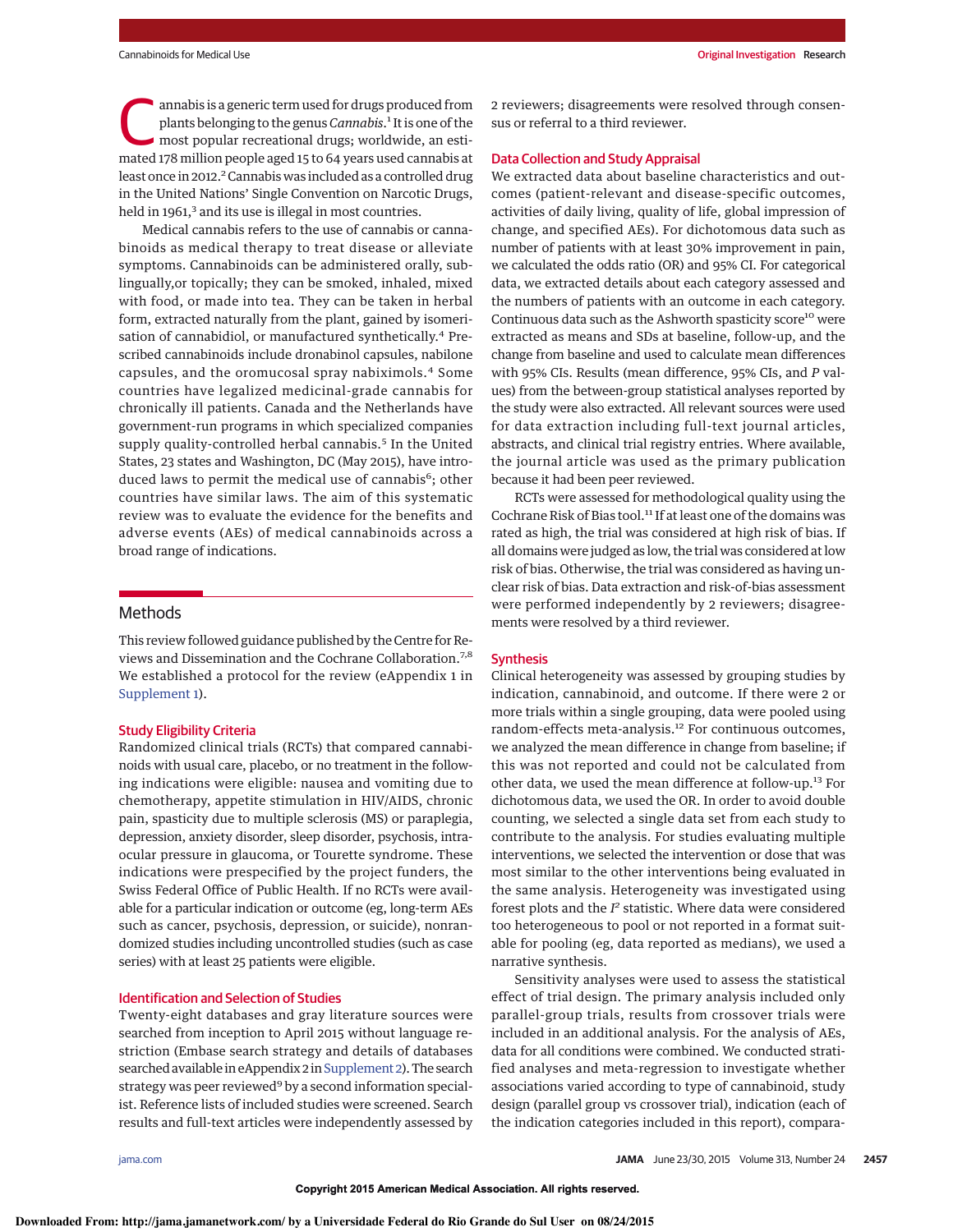Cannabis is a generic term used for drugs produced from plants belonging to the genus *Cannabis*.[1] It is one of the most popular recreational drugs; worldwide, an estimated 178 million people aged 15 to 64 years used cannabis at least once in 2012.[2] Cannabis was included as a controlled drug in the United Nations' Single Convention on Narcotic Drugs, held in 1961,[3] and its use is illegal in most countries.

Medical cannabis refers to the use of cannabis or cannabinoids as medical therapy to treat disease or alleviate symptoms. Cannabinoids can be administered orally, sublingually,or topically; they can be smoked, inhaled, mixed with food, or made into tea. They can be taken in herbal form, extracted naturally from the plant, gained by isomerisation of cannabidiol, or manufactured synthetically.[4] Prescribed cannabinoids include dronabinol capsules, nabilone capsules, and the oromucosal spray nabiximols.[4] Some countries have legalized medicinal-grade cannabis for chronically ill patients. Canada and the Netherlands have government-run programs in which specialized companies supply quality-controlled herbal cannabis.[5] In the United States, 23 states and Washington, DC (May 2015), have introduced laws to permit the medical use of cannabis[6]; other countries have similar laws. The aim of this systematic review was to evaluate the evidence for the benefits and adverse events (AEs) of medical cannabinoids across a broad range of indications.

## Methods

This review followed guidance published by the Centre for Reviews and Dissemination and the Cochrane Collaboration.[7,8] We established a protocol for the review (eAppendix 1 in Supplement 1).

### Study Eligibility Criteria

Randomized clinical trials (RCTs) that compared cannabinoids with usual care, placebo, or no treatment in the following indications were eligible: nausea and vomiting due to chemotherapy, appetite stimulation in HIV/AIDS, chronic pain, spasticity due to multiple sclerosis (MS) or paraplegia, depression, anxiety disorder, sleep disorder, psychosis, intraocular pressure in glaucoma, or Tourette syndrome. These indications were prespecified by the project funders, the Swiss Federal Office of Public Health. If no RCTs were available for a particular indication or outcome (eg, long-term AEs such as cancer, psychosis, depression, or suicide), nonrandomized studies including uncontrolled studies (such as case series) with at least 25 patients were eligible.

### Identification and Selection of Studies

Twenty-eight databases and gray literature sources were searched from inception to April 2015 without language restriction (Embase search strategy and details of databases searched available in eAppendix 2 in Supplement 2). The search strategy was peer reviewed[9] by a second information specialist. Reference lists of included studies were screened. Search results and full-text articles were independently assessed by 2 reviewers; disagreements were resolved through consensus or referral to a third reviewer.

### Data Collection and Study Appraisal

We extracted data about baseline characteristics and outcomes (patient-relevant and disease-specific outcomes, activities of daily living, quality of life, global impression of change, and specified AEs). For dichotomous data such as number of patients with at least 30% improvement in pain, we calculated the odds ratio (OR) and 95% CI. For categorical data, we extracted details about each category assessed and the numbers of patients with an outcome in each category. Continuous data such as the Ashworth spasticity score[10] were extracted as means and SDs at baseline, follow-up, and the change from baseline and used to calculate mean differences with 95% CIs. Results (mean difference, 95% CIs, and *P* values) from the between-group statistical analyses reported by the study were also extracted. All relevant sources were used for data extraction including full-text journal articles, abstracts, and clinical trial registry entries. Where available, the journal article was used as the primary publication because it had been peer reviewed.

RCTs were assessed for methodological quality using the Cochrane Risk of Bias tool.[11] If at least one of the domains was rated as high, the trial was considered at high risk of bias. If all domains were judged as low, the trial was considered at low risk of bias. Otherwise, the trial was considered as having unclear risk of bias. Data extraction and risk-of-bias assessment were performed independently by 2 reviewers; disagreements were resolved by a third reviewer.

### Synthesis

Clinical heterogeneity was assessed by grouping studies by indication, cannabinoid, and outcome. If there were 2 or more trials within a single grouping, data were pooled using random-effects meta-analysis.[12] For continuous outcomes, we analyzed the mean difference in change from baseline; if this was not reported and could not be calculated from other data, we used the mean difference at follow-up.[13] For dichotomous data, we used the OR. In order to avoid double counting, we selected a single data set from each study to contribute to the analysis. For studies evaluating multiple interventions, we selected the intervention or dose that was most similar to the other interventions being evaluated in the same analysis. Heterogeneity was investigated using forest plots and the $I^2$ statistic. Where data were considered too heterogeneous to pool or not reported in a format suitable for pooling (eg, data reported as medians), we used a narrative synthesis.

Sensitivity analyses were used to assess the statistical effect of trial design. The primary analysis included only parallel-group trials, results from crossover trials were included in an additional analysis. For the analysis of AEs, data for all conditions were combined. We conducted stratified analyses and meta-regression to investigate whether associations varied according to type of cannabinoid, study design (parallel group vs crossover trial), indication (each of the indication categories included in this report), compara-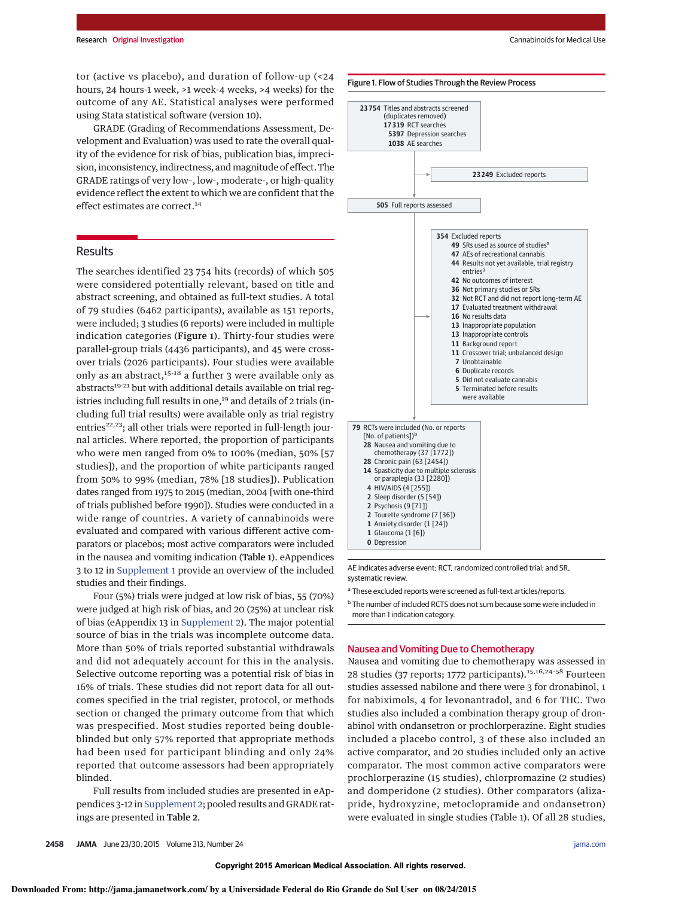tor (active vs placebo), and duration of follow-up (<24 hours, 24 hours-1 week, >1 week-4 weeks, >4 weeks) for the outcome of any AE. Statistical analyses were performed using Stata statistical software (version 10).

GRADE (Grading of Recommendations Assessment, Development and Evaluation) was used to rate the overall quality of the evidence for risk of bias, publication bias, imprecision, inconsistency, indirectness, and magnitude of effect. The GRADE ratings of very low-, low-, moderate-, or high-quality evidence reflect the extent to which we are confident that the effect estimates are correct.[14]

## Results

The searches identified 23 754 hits (records) of which 505 were considered potentially relevant, based on title and abstract screening, and obtained as full-text studies. A total of 79 studies (6462 participants), available as 151 reports, were included; 3 studies (6 reports) were included in multiple indication categories (Figure 1). Thirty-four studies were parallel-group trials (4436 participants), and 45 were crossover trials (2026 participants). Four studies were available only as an abstract,[15-18] a further 3 were available only as abstracts[19-21] but with additional details available on trial registries including full results in one,[19] and details of 2 trials (including full trial results) were available only as trial registry entries[22,23]; all other trials were reported in full-length journal articles. Where reported, the proportion of participants who were men ranged from 0% to 100% (median, 50% [57 studies]), and the proportion of white participants ranged from 50% to 99% (median, 78% [18 studies]). Publication dates ranged from 1975 to 2015 (median, 2004 [with one-third of trials published before 1990]). Studies were conducted in a wide range of countries. A variety of cannabinoids were evaluated and compared with various different active comparators or placebos; most active comparators were included in the nausea and vomiting indication (**Table 1**). eAppendices 3 to 12 in Supplement 1 provide an overview of the included studies and their findings.

Four (5%) trials were judged at low risk of bias, 55 (70%) were judged at high risk of bias, and 20 (25%) at unclear risk of bias (eAppendix 13 in Supplement 2). The major potential source of bias in the trials was incomplete outcome data. More than 50% of trials reported substantial withdrawals and did not adequately account for this in the analysis. Selective outcome reporting was a potential risk of bias in 16% of trials. These studies did not report data for all outcomes specified in the trial register, protocol, or methods section or changed the primary outcome from that which was prespecified. Most studies reported being double-blinded but only 57% reported that appropriate methods had been used for participant blinding and only 24% reported that outcome assessors had been appropriately blinded.

Full results from included studies are presented in eAppendices 3-12 in Supplement 2; pooled results and GRADE ratings are presented in **Table 2**.

**Figure 1. Flow of Studies Through the Review Process**

- **23 754** Titles and abstracts screened (duplicates removed)
  - **17 319** RCT searches
  - **5397** Depression searches
  - **1038** AE searches
- → **23 249** Excluded reports
- **505** Full reports assessed
- → **354** Excluded reports
  - **49** SRs used as source of studies[a]
  - **47** AEs of recreational cannabis
  - **44** Results not yet available, trial registry entries[a]
  - **42** No outcomes of interest
  - **36** Not primary studies or SRs
  - **32** Not RCT and did not report long-term AE
  - **17** Evaluated treatment withdrawal
  - **16** No results data
  - **13** Inappropriate population
  - **13** Inappropriate controls
  - **11** Background report
  - **11** Crossover trial; unbalanced design
  - **7** Unobtainable
  - **6** Duplicate records
  - **5** Did not evaluate cannabis
  - **5** Terminated before results were available
- **79** RCTs were included (No. or reports [No. of patients])[b]
  - **28** Nausea and vomiting due to chemotherapy (37 [1772])
  - **28** Chronic pain (63 [2454])
  - **14** Spasticity due to multiple sclerosis or paraplegia (33 [2280])
  - **4** HIV/AIDS (4 [255])
  - **2** Sleep disorder (5 [54])
  - **2** Psychosis (9 [71])
  - **2** Tourette syndrome (7 [36])
  - **1** Anxiety disorder (1 [24])
  - **1** Glaucoma (1 [6])
  - **0** Depression

AE indicates adverse event; RCT, randomized controlled trial; and SR, systematic review.

[a] These excluded reports were screened as full-text articles/reports.

[b] The number of included RCTS does not sum because some were included in more than 1 indication category.

### Nausea and Vomiting Due to Chemotherapy

Nausea and vomiting due to chemotherapy was assessed in 28 studies (37 reports; 1772 participants).[15,16,24-58] Fourteen studies assessed nabilone and there were 3 for dronabinol, 1 for nabiximols, 4 for levonantradol, and 6 for THC. Two studies also included a combination therapy group of dronabinol with ondansetron or prochlorperazine. Eight studies included a placebo control, 3 of these also included an active comparator, and 20 studies included only an active comparator. The most common active comparators were prochlorperazine (15 studies), chlorpromazine (2 studies) and domperidone (2 studies). Other comparators (alizapride, hydroxyzine, metoclopramide and ondansetron) were evaluated in single studies (Table 1). Of all 28 studies,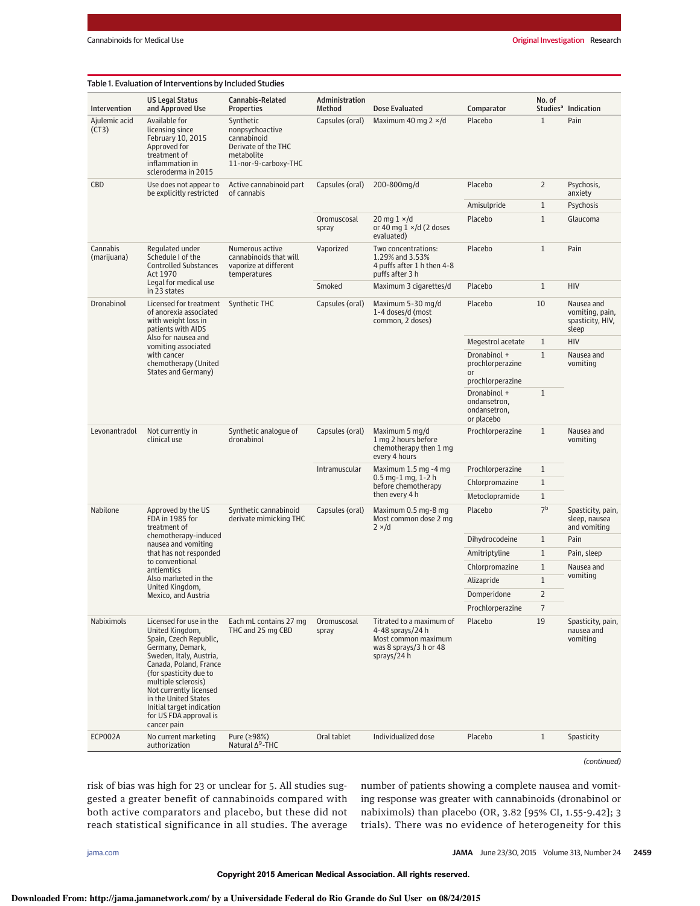Table 1. Evaluation of Interventions by Included Studies

| Intervention | US Legal Status and Approved Use | Cannabis-Related Properties | Administration Method | Dose Evaluated | Comparator | No. of Studies[a] | Indication |
|---|---|---|---|---|---|---|---|
| Ajulemic acid (CT3) | Available for licensing since February 10, 2015 Approved for treatment of inflammation in scleroderma in 2015 | Synthetic nonpsychoactive cannabinoid Derivate of the THC metabolite 11-nor-9-carboxy-THC | Capsules (oral) | Maximum 40 mg 2 ×/d | Placebo | 1 | Pain |
| CBD | Use does not appear to be explicitly restricted | Active cannabinoid part of cannabis | Capsules (oral) | 200-800mg/d | Placebo | 2 | Psychosis, anxiety |
| | | | | | Amisulpride | 1 | Psychosis |
| | | | Oromuscosal spray | 20 mg 1 ×/d or 40 mg 1 ×/d (2 doses evaluated) | Placebo | 1 | Glaucoma |
| Cannabis (marijuana) | Regulated under Schedule I of the Controlled Substances Act 1970 Legal for medical use in 23 states | Numerous active cannabinoids that will vaporize at different temperatures | Vaporized | Two concentrations: 1.29% and 3.53% 4 puffs after 1 h then 4-8 puffs after 3 h | Placebo | 1 | Pain |
| | | | Smoked | Maximum 3 cigarettes/d | Placebo | 1 | HIV |
| Dronabinol | Licensed for treatment of anorexia associated with weight loss in patients with AIDS Also for nausea and vomiting associated with cancer chemotherapy (United States and Germany) | Synthetic THC | Capsules (oral) | Maximum 5-30 mg/d 1-4 doses/d (most common, 2 doses) | Placebo | 10 | Nausea and vomiting, pain, spasticity, HIV, sleep |
| | | | | | Megestrol acetate | 1 | HIV |
| | | | | | Dronabinol + prochlorperazine or prochlorperazine | 1 | Nausea and vomiting |
| | | | | | Dronabinol + ondansetron, ondansetron, or placebo | 1 | |
| Levonantradol | Not currently in clinical use | Synthetic analogue of dronabinol | Capsules (oral) | Maximum 5 mg/d 1 mg 2 hours before chemotherapy then 1 mg every 4 hours | Prochlorperazine | 1 | Nausea and vomiting |
| | | | Intramuscular | Maximum 1.5 mg -4 mg 0.5 mg-1 mg, 1-2 h before chemotherapy then every 4 h | Prochlorperazine | 1 | |
| | | | | | Chlorpromazine | 1 | |
| | | | | | Metoclopramide | 1 | |
| Nabilone | Approved by the US FDA in 1985 for treatment of chemotherapy-induced nausea and vomiting that has not responded to conventional antiemtics Also marketed in the United Kingdom, Mexico, and Austria | Synthetic cannabinoid derivate mimicking THC | Capsules (oral) | Maximum 0.5 mg-8 mg Most common dose 2 mg 2 ×/d | Placebo | 7[b] | Spasticity, pain, sleep, nausea and vomiting |
| | | | | | Dihydrocodeine | 1 | Pain |
| | | | | | Amitriptyline | 1 | Pain, sleep |
| | | | | | Chlorpromazine | 1 | Nausea and vomiting |
| | | | | | Alizapride | 1 | |
| | | | | | Domperidone | 2 | |
| | | | | | Prochlorperazine | 7 | |
| Nabiximols | Licensed for use in the United Kingdom, Spain, Czech Republic, Germany, Demark, Sweden, Italy, Austria, Canada, Poland, France (for spasticity due to multiple sclerosis) Not currently licensed in the United States Initial target indication for US FDA approval is cancer pain | Each mL contains 27 mg THC and 25 mg CBD | Oromuscosal spray | Titrated to a maximum of 4-48 sprays/24 h Most common maximum was 8 sprays/3 h or 48 sprays/24 h | Placebo | 19 | Spasticity, pain, nausea and vomiting |
| ECP002A | No current marketing authorization | Pure (≥98%) Natural $\Delta^9$-THC | Oral tablet | Individualized dose | Placebo | 1 | Spasticity |

(continued)

risk of bias was high for 23 or unclear for 5. All studies suggested a greater benefit of cannabinoids compared with both active comparators and placebo, but these did not reach statistical significance in all studies. The average number of patients showing a complete nausea and vomiting response was greater with cannabinoids (dronabinol or nabiximols) than placebo (OR, 3.82 [95% CI, 1.55-9.42]; 3 trials). There was no evidence of heterogeneity for this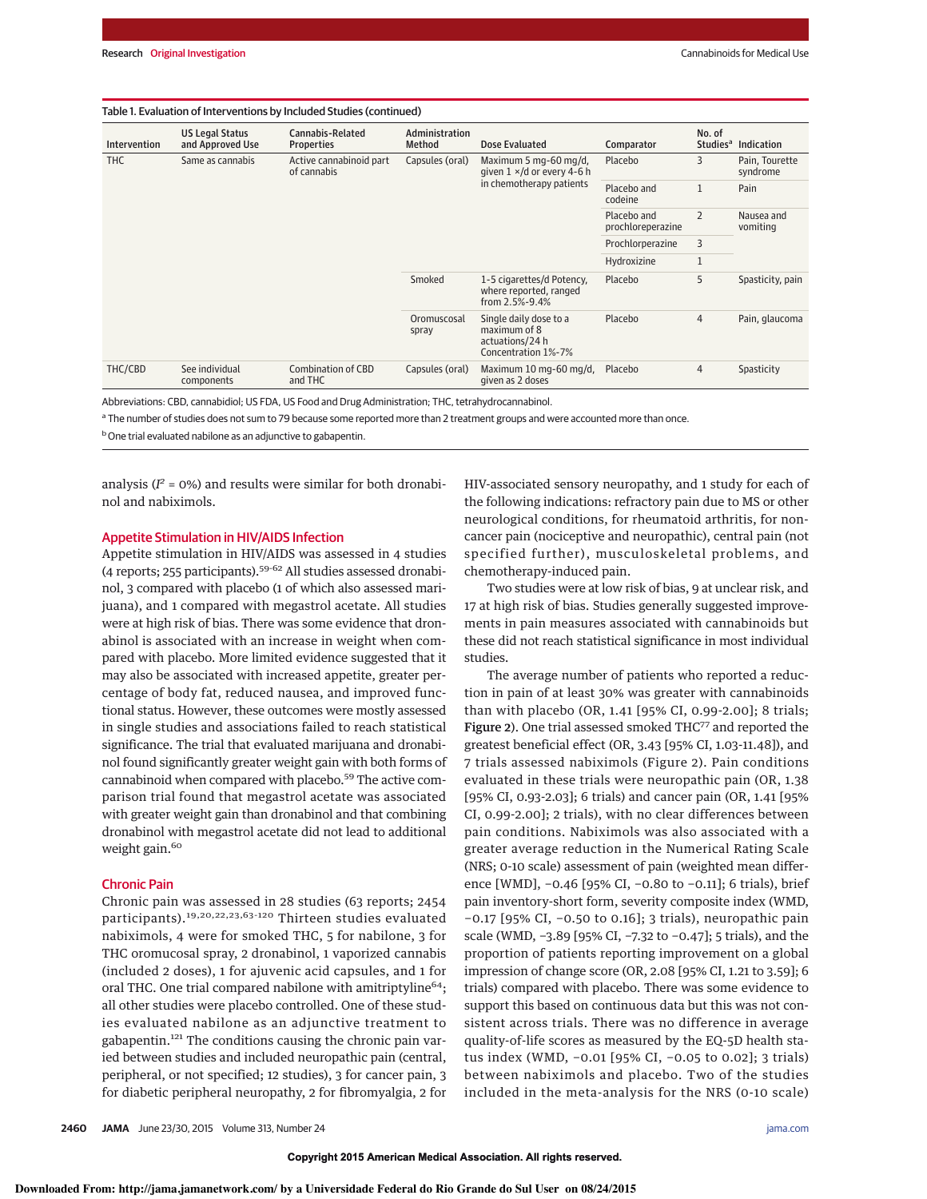Table 1. Evaluation of Interventions by Included Studies (continued)

| Intervention | US Legal Status and Approved Use | Cannabis-Related Properties | Administration Method | Dose Evaluated | Comparator | No. of Studies[a] | Indication |
|---|---|---|---|---|---|---|---|
| THC | Same as cannabis | Active cannabinoid part of cannabis | Capsules (oral) | Maximum 5 mg-60 mg/d, given 1 ×/d or every 4-6 h in chemotherapy patients | Placebo | 3 | Pain, Tourette syndrome |
| | | | | | Placebo and codeine | 1 | Pain |
| | | | | | Placebo and prochloreperazine | 2 | Nausea and vomiting |
| | | | | | Prochlorperazine | 3 | |
| | | | | | Hydroxizine | 1 | |
| | | | Smoked | 1-5 cigarettes/d Potency, where reported, ranged from 2.5%-9.4% | Placebo | 5 | Spasticity, pain |
| | | | Oromuscosal spray | Single daily dose to a maximum of 8 actuations/24 h Concentration 1%-7% | Placebo | 4 | Pain, glaucoma |
| THC/CBD | See individual components | Combination of CBD and THC | Capsules (oral) | Maximum 10 mg-60 mg/d, given as 2 doses | Placebo | 4 | Spasticity |

Abbreviations: CBD, cannabidiol; US FDA, US Food and Drug Administration; THC, tetrahydrocannabinol.

[a] The number of studies does not sum to 79 because some reported more than 2 treatment groups and were accounted more than once.

[b] One trial evaluated nabilone as an adjunctive to gabapentin.

analysis ($I^2$ = 0%) and results were similar for both dronabinol and nabiximols.

## Appetite Stimulation in HIV/AIDS Infection

Appetite stimulation in HIV/AIDS was assessed in 4 studies (4 reports; 255 participants).[59-62] All studies assessed dronabinol, 3 compared with placebo (1 of which also assessed marijuana), and 1 compared with megastrol acetate. All studies were at high risk of bias. There was some evidence that dronabinol is associated with an increase in weight when compared with placebo. More limited evidence suggested that it may also be associated with increased appetite, greater percentage of body fat, reduced nausea, and improved functional status. However, these outcomes were mostly assessed in single studies and associations failed to reach statistical significance. The trial that evaluated marijuana and dronabinol found significantly greater weight gain with both forms of cannabinoid when compared with placebo.[59] The active comparison trial found that megastrol acetate was associated with greater weight gain than dronabinol and that combining dronabinol with megastrol acetate did not lead to additional weight gain.[60]

## Chronic Pain

Chronic pain was assessed in 28 studies (63 reports; 2454 participants).[19,20,22,23,63-120] Thirteen studies evaluated nabiximols, 4 were for smoked THC, 5 for nabilone, 3 for THC oromucosal spray, 2 dronabinol, 1 vaporized cannabis (included 2 doses), 1 for ajuvenic acid capsules, and 1 for oral THC. One trial compared nabilone with amitriptyline[64]; all other studies were placebo controlled. One of these studies evaluated nabilone as an adjunctive treatment to gabapentin.[121] The conditions causing the chronic pain varied between studies and included neuropathic pain (central, peripheral, or not specified; 12 studies), 3 for cancer pain, 3 for diabetic peripheral neuropathy, 2 for fibromyalgia, 2 for HIV-associated sensory neuropathy, and 1 study for each of the following indications: refractory pain due to MS or other neurological conditions, for rheumatoid arthritis, for noncancer pain (nociceptive and neuropathic), central pain (not specified further), musculoskeletal problems, and chemotherapy-induced pain.

Two studies were at low risk of bias, 9 at unclear risk, and 17 at high risk of bias. Studies generally suggested improvements in pain measures associated with cannabinoids but these did not reach statistical significance in most individual studies.

The average number of patients who reported a reduction in pain of at least 30% was greater with cannabinoids than with placebo (OR, 1.41 [95% CI, 0.99-2.00]; 8 trials; **Figure 2**). One trial assessed smoked THC[77] and reported the greatest beneficial effect (OR, 3.43 [95% CI, 1.03-11.48]), and 7 trials assessed nabiximols (Figure 2). Pain conditions evaluated in these trials were neuropathic pain (OR, 1.38 [95% CI, 0.93-2.03]; 6 trials) and cancer pain (OR, 1.41 [95% CI, 0.99-2.00]; 2 trials), with no clear differences between pain conditions. Nabiximols was also associated with a greater average reduction in the Numerical Rating Scale (NRS; 0-10 scale) assessment of pain (weighted mean difference [WMD], −0.46 [95% CI, −0.80 to −0.11]; 6 trials), brief pain inventory-short form, severity composite index (WMD, −0.17 [95% CI, −0.50 to 0.16]; 3 trials), neuropathic pain scale (WMD, −3.89 [95% CI, −7.32 to −0.47]; 5 trials), and the proportion of patients reporting improvement on a global impression of change score (OR, 2.08 [95% CI, 1.21 to 3.59]; 6 trials) compared with placebo. There was some evidence to support this based on continuous data but this was not consistent across trials. There was no difference in average quality-of-life scores as measured by the EQ-5D health status index (WMD, −0.01 [95% CI, −0.05 to 0.02]; 3 trials) between nabiximols and placebo. Two of the studies included in the meta-analysis for the NRS (0-10 scale)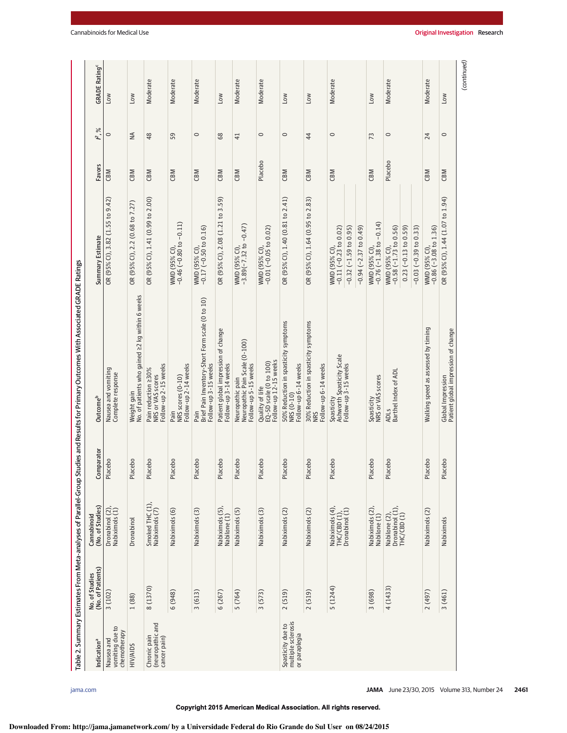Table 2. Summary Estimates From Meta-analyses of Parallel-Group Studies and Results for Primary Outcomes With Associated GRADE Ratings

| Indication[a] | No. of Studies (No. of Patients) | Cannabinoid (No. of Studies) | Comparator | Outcome[b] | Summary Estimate | Favors | $I^2$, % | GRADE Rating[c] |
|---|---|---|---|---|---|---|---|---|
| Nausea and vomiting due to chemotherapy | 3 (102) | Dronabinol (2), Nabiximols (1) | Placebo | Nausea and vomiting Complete response | OR (95% CI), 3.82 (1.55 to 9.42) | CBM | 0 | Low |
| HIV/AIDS | 1 (88) | Dronabinol | Placebo | Weight gain No. of patients who gained ≥2 kg within 6 weeks | OR (95% CI), 2.2 (0.68 to 7.27) | CBM | NA | Low |
| Chronic pain (neuropathic and cancer pain) | 8 (1370) | Smoked THC (1), Nabiximols (7) | Placebo | Pain reduction ≥30% NRS or VAS scores Follow-up 2-15 weeks | OR (95% CI), 1.41 (0.99 to 2.00) | CBM | 48 | Moderate |
| | 6 (948) | Nabiximols (6) | Placebo | Pain NRS scores (0-10) Follow-up 2-14 weeks | WMD (95% CI), −0.46 (−0.80 to −0.11) | CBM | 59 | Moderate |
| | 3 (613) | Nabiximols (3) | Placebo | Pain Brief Pain Inventory-Short Form scale (0 to 10) Follow-up 3-15 weeks | WMD (95% CI), −0.17 (−0.50 to 0.16) | CBM | 0 | Moderate |
| | 6 (267) | Nabiximols (5), Nabilone (1) | Placebo | Patient global impression of change Follow-up 3-14 weeks | OR (95% CI), 2.08 (1.21 to 3.59) | CBM | 68 | Low |
| | 5 (764) | Nabiximols (5) | Placebo | Neuropathic pain Neuropathic Pain Scale (0-100) Follow-up 5-15 weeks | WMD (95% CI), −3.89 (−7.32 to −0.47) | CBM | 41 | Moderate |
| | 3 (573) | Nabiximols (3) | Placebo | Quality of life EQ-5D scale (0 to 100) Follow-up 12-15 weeks | WMD (95% CI), −0.01 (−0.05 to 0.02) | Placebo | 0 | Moderate |
| Spasticity due to multiple sclerosis or paraplegia | 2 (519) | Nabiximols (2) | Placebo | 50% Reduction in spasticity symptoms NRS (0-10) Follow-up 6-14 weeks | OR (95% CI), 1.40 (0.81 to 2.41) | CBM | 0 | Low |
| | 2 (519) | Nabiximols (2) | Placebo | 30% Reduction in spasticity symptoms NRS Follow-up 6-14 weeks | OR (95% CI), 1.64 (0.95 to 2.83) | CBM | 44 | Low |
| | 5 (1244) | Nabiximols (4), THC/CBD (1), Dronabinol (1) | Placebo | Spasticity Ashworth Spasticity Scale Follow-up 3-15 weeks | WMD (95% CI), −0.11 (−0.23 to 0.02); −0.32 (−1.59 to 0.95); −0.94 (−2.37 to 0.49) | CBM | 0 | Moderate |
| | 3 (698) | Nabiximols (2), Nabilone (1) | Placebo | Spasticity NRS or VAS scores | WMD (95% CI), −0.76 (−1.38 to −0.14) | CBM | 73 | Low |
| | 4 (1433) | Nabilone (2), Dronabinol (1), THC/CBD (1) | Placebo | ADLs Barthel Index of ADL | WMD (95% CI), −0.58 (−1.73 to 0.56); 0.23 (−0.13 to 0.59); −0.03 (−0.39 to 0.33) | Placebo | 0 | Moderate |
| | 2 (497) | Nabiximols (2) | Placebo | Walking speed as assessed by timing | WMD (95% CI), −0.86 (−3.08 to 1.36) | CBM | 24 | Moderate |
| | 3 (461) | Nabiximols | Placebo | Global Impression Patient global impression of change | OR (95% CI), 1.44 (1.07 to 1.94) | CBM | 0 | Low |

(continued)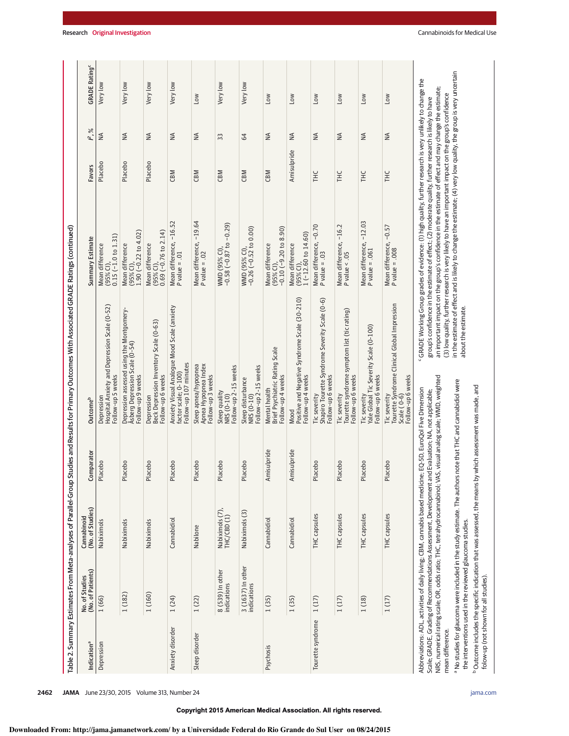Table 2. Summary Estimates From Meta-analyses of Parallel-Group Studies and Results for Primary Outcomes With Associated GRADE Ratings (continued)

| Indication[a] | No. of Studies (No. of Patients) | Cannabinoid (No. of Studies) | Comparator | Outcome[b] | Summary Estimate | Favors | $I^2$, % | GRADE Rating[c] |
|---|---|---|---|---|---|---|---|---|
| Depression | 1 (66) | Nabiximols | Placebo | Depression<br>Hospital Anxiety and Depression Scale (0-52)<br>Follow-up 5 weeks | Mean difference (95% CI), 0.15 (−1.0 to 1.31) | Placebo | NA | Very low |
| | 1 (182) | Nabiximols | Placebo | Depression assessed using the Montgomery-Åsberg Depression Scale (0-54)<br>Follow-up 9 weeks | Mean difference (95% CI), 1.90 (−0.22 to 4.02) | Placebo | NA | Very low |
| | 1 (160) | Nabiximols | Placebo | Depression<br>Beck Depression Inventory Scale (0-63)<br>Follow-up 6 weeks | Mean difference (95% CI), 0.69 (−0.76 to 2.14) | Placebo | NA | Very low |
| Anxiety disorder | 1 (24) | Cannabidiol | Placebo | Anxiety Visual Analogue Mood Scale (anxiety factor scale; 0-100)<br>Follow-up 107 minutes | Mean difference, −16.52<br>*P* value = .01 | CBM | NA | Very low |
| Sleep disorder | 1 (22) | Nabilone | Placebo | Sleep apnea/hypopnea<br>Apnea Hypopnea Index<br>Follow-up 3 weeks | Mean difference, −19.64<br>*P* value = .02 | CBM | NA | Low |
| | 8 (539) In other indications | Nabiximols (7), THC/CBD (1) | Placebo | Sleep quality<br>NRS (0-10)<br>Follow-up 2-15 weeks | WMD (95% CI), −0.58 (−0.87 to −0.29) | CBM | 33 | Very low |
| | 3 (1637) In other indications | Nabiximols (3) | Placebo | Sleep disturbance<br>NRS (0-10)<br>Follow-up 2-15 weeks | WMD (95% CI), −0.26 (−0.52 to 0.00) | CBM | 64 | Very low |
| Psychosis | 1 (35) | Cannabidiol | Amisulpride | Mental health<br>Brief Psychiatric Rating Scale<br>Follow-up 4 weeks | Mean difference (95% CI), −0.10 (−9.20 to 8.90) | CBM | NA | Low |
| | 1 (35) | Cannabidiol | Amisulpride | Mood<br>Positive and Negative Syndrome Scale (30-210)<br>Follow-up 4 weeks | Mean difference (95% CI), 1 (−12.60 to 14.60) | Amisulpride | NA | Low |
| Tourette syndrome | 1 (17) | THC capsules | Placebo | Tic severity<br>Shapiro Tourette Syndrome Severity Scale (0-6)<br>Follow-up 6 weeks | Mean difference, −0.70<br>*P* value = .03 | THC | NA | Low |
| | 1 (17) | THC capsules | Placebo | Tic severity<br>Tourette syndrome symptom list (tic rating)<br>Follow-up 6 weeks | Mean difference, −16.2<br>*P* value < .05 | THC | NA | Low |
| | 1 (18) | THC capsules | Placebo | Tic severity<br>Yale Global Tic Severity Scale (0-100)<br>Follow-up 6 weeks | Mean difference, −12.03<br>*P* value = .061 | THC | NA | Low |
| | 1 (17) | THC capsules | Placebo | Tic severity<br>Tourette Syndrome Clinical Global Impression Scale (0-6)<br>Follow-up 6 weeks | Mean difference, −0.57<br>*P* value = .008 | THC | NA | Low |

Abbreviations: ADL, activities of daily living; CBM, cannabis based medicine; EQ-5D, EuroQol Five Dimension Scale; GRADE, Grading of Recommendations Assessment, Development and Evaluation; NA, not applicable; NRS, numerical rating scale; OR, odds ratio; THC, tetrahydrocannabinol; VAS, visual analog scale; WMD, weighted mean difference.

[a] No studies for glaucoma were included in the study estimate. The authors note that THC and cannabidiol were the interventions used in the reviewed glaucoma studies.

[b] Outcome includes the specific indication that was assessed, the means by which assessment was made, and folow-up (not shown for all studies).

[c] GRADE Working Group grades of evidence: (1) high quality, further research is very unlikely to change the group's confidence in the estimate of effect; (2) moderate quality, further research is likely to have an important impact on the group's confidence in the estimate of effect and may change the estimate; (3) low quality, further research is very likely to have an important impact on the group's confidence in the estimate of effect and is likely to change the estimate; (4) very low quality, the group is very uncertain about the estimate.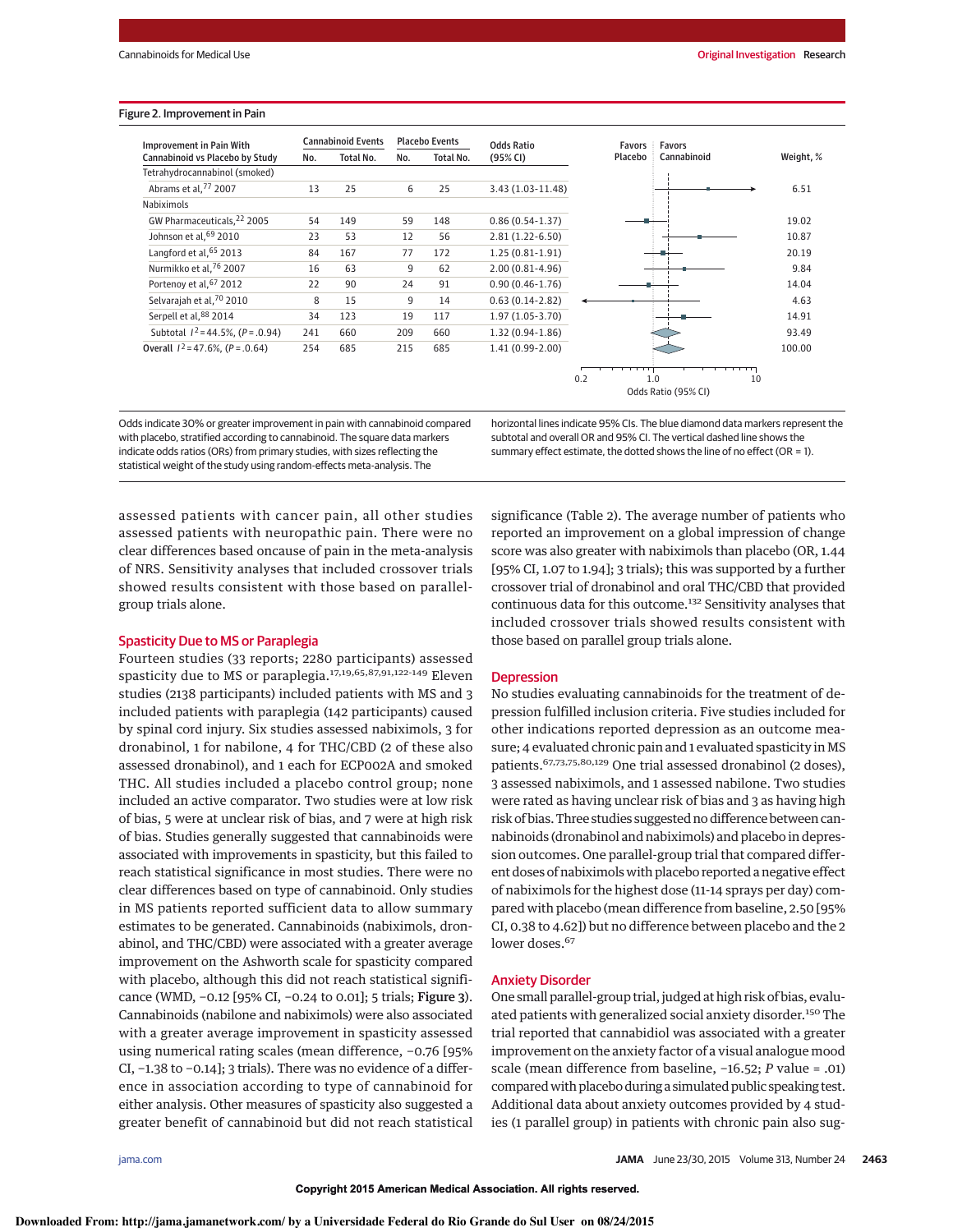Figure 2. Improvement in Pain

| Improvement in Pain With Cannabinoid vs Placebo by Study | Cannabinoid Events No. | Cannabinoid Events Total No. | Placebo Events No. | Placebo Events Total No. | Odds Ratio (95% CI) | Weight, % |
|---|---|---|---|---|---|---|
| Tetrahydrocannabinol (smoked) | | | | | | |
| Abrams et al,[77] 2007 | 13 | 25 | 6 | 25 | 3.43 (1.03-11.48) | 6.51 |
| Nabiximols | | | | | | |
| GW Pharmaceuticals,[22] 2005 | 54 | 149 | 59 | 148 | 0.86 (0.54-1.37) | 19.02 |
| Johnson et al,[69] 2010 | 23 | 53 | 12 | 56 | 2.81 (1.22-6.50) | 10.87 |
| Langford et al,[65] 2013 | 84 | 167 | 77 | 172 | 1.25 (0.81-1.91) | 20.19 |
| Nurmikko et al,[76] 2007 | 16 | 63 | 9 | 62 | 2.00 (0.81-4.96) | 9.84 |
| Portenoy et al,[67] 2012 | 22 | 90 | 24 | 91 | 0.90 (0.46-1.76) | 14.04 |
| Selvarajah et al,[70] 2010 | 8 | 15 | 9 | 14 | 0.63 (0.14-2.82) | 4.63 |
| Serpell et al,[88] 2014 | 34 | 123 | 19 | 117 | 1.97 (1.05-3.70) | 14.91 |
| Subtotal $I^2$ = 44.5%, (P = .94) | 241 | 660 | 209 | 660 | 1.32 (0.94-1.86) | 93.49 |
| Overall $I^2$ = 47.6%, (P = .64) | 254 | 685 | 215 | 685 | 1.41 (0.99-2.00) | 100.00 |

Odds indicate 30% or greater improvement in pain with cannabinoid compared with placebo, stratified according to cannabinoid. The square data markers indicate odds ratios (ORs) from primary studies, with sizes reflecting the statistical weight of the study using random-effects meta-analysis. The horizontal lines indicate 95% CIs. The blue diamond data markers represent the subtotal and overall OR and 95% CI. The vertical dashed line shows the summary effect estimate, the dotted shows the line of no effect (OR = 1).

assessed patients with cancer pain, all other studies assessed patients with neuropathic pain. There were no clear differences based oncause of pain in the meta-analysis of NRS. Sensitivity analyses that included crossover trials showed results consistent with those based on parallel-group trials alone.

## Spasticity Due to MS or Paraplegia

Fourteen studies (33 reports; 2280 participants) assessed spasticity due to MS or paraplegia.[17,19,65,87,91,122-149] Eleven studies (2138 participants) included patients with MS and 3 included patients with paraplegia (142 participants) caused by spinal cord injury. Six studies assessed nabiximols, 3 for dronabinol, 1 for nabilone, 4 for THC/CBD (2 of these also assessed dronabinol), and 1 each for ECP002A and smoked THC. All studies included a placebo control group; none included an active comparator. Two studies were at low risk of bias, 5 were at unclear risk of bias, and 7 were at high risk of bias. Studies generally suggested that cannabinoids were associated with improvements in spasticity, but this failed to reach statistical significance in most studies. There were no clear differences based on type of cannabinoid. Only studies in MS patients reported sufficient data to allow summary estimates to be generated. Cannabinoids (nabiximols, dronabinol, and THC/CBD) were associated with a greater average improvement on the Ashworth scale for spasticity compared with placebo, although this did not reach statistical significance (WMD, −0.12 [95% CI, −0.24 to 0.01]; 5 trials; **Figure 3**). Cannabinoids (nabilone and nabiximols) were also associated with a greater average improvement in spasticity assessed using numerical rating scales (mean difference, −0.76 [95% CI, −1.38 to −0.14]; 3 trials). There was no evidence of a difference in association according to type of cannabinoid for either analysis. Other measures of spasticity also suggested a greater benefit of cannabinoid but did not reach statistical significance (Table 2). The average number of patients who reported an improvement on a global impression of change score was also greater with nabiximols than placebo (OR, 1.44 [95% CI, 1.07 to 1.94]; 3 trials); this was supported by a further crossover trial of dronabinol and oral THC/CBD that provided continuous data for this outcome.[132] Sensitivity analyses that included crossover trials showed results consistent with those based on parallel group trials alone.

## Depression

No studies evaluating cannabinoids for the treatment of depression fulfilled inclusion criteria. Five studies included for other indications reported depression as an outcome measure; 4 evaluated chronic pain and 1 evaluated spasticity in MS patients.[67,73,75,80,129] One trial assessed dronabinol (2 doses), 3 assessed nabiximols, and 1 assessed nabilone. Two studies were rated as having unclear risk of bias and 3 as having high risk of bias. Three studies suggested no difference between cannabinoids (dronabinol and nabiximols) and placebo in depression outcomes. One parallel-group trial that compared different doses of nabiximols with placebo reported a negative effect of nabiximols for the highest dose (11-14 sprays per day) compared with placebo (mean difference from baseline, 2.50 [95% CI, 0.38 to 4.62]) but no difference between placebo and the 2 lower doses.[67]

## Anxiety Disorder

One small parallel-group trial, judged at high risk of bias, evaluated patients with generalized social anxiety disorder.[150] The trial reported that cannabidiol was associated with a greater improvement on the anxiety factor of a visual analogue mood scale (mean difference from baseline, −16.52; P value = .01) compared with placebo during a simulated public speaking test. Additional data about anxiety outcomes provided by 4 studies (1 parallel group) in patients with chronic pain also sug-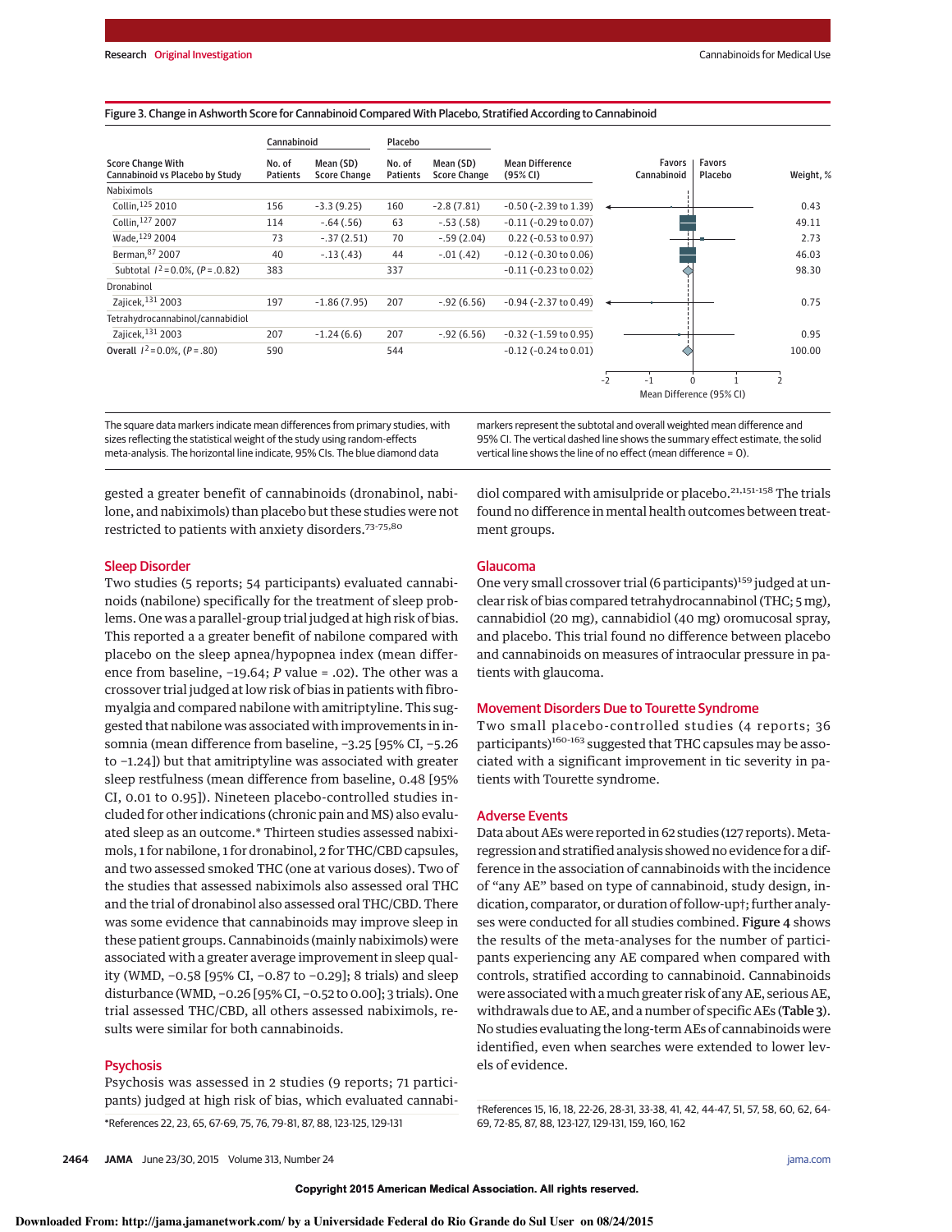Figure 3. Change in Ashworth Score for Cannabinoid Compared With Placebo, Stratified According to Cannabinoid

| Score Change With Cannabinoid vs Placebo by Study | Cannabinoid No. of Patients | Cannabinoid Mean (SD) Score Change | Placebo No. of Patients | Placebo Mean (SD) Score Change | Mean Difference (95% CI) | Weight, % |
|---|---|---|---|---|---|---|
| **Nabiximols** | | | | | | |
| Collin,[125] 2010 | 156 | -3.3 (9.25) | 160 | -2.8 (7.81) | -0.50 (-2.39 to 1.39) | 0.43 |
| Collin,[127] 2007 | 114 | -.64 (.56) | 63 | -.53 (.58) | -0.11 (-0.29 to 0.07) | 49.11 |
| Wade,[129] 2004 | 73 | -.37 (2.51) | 70 | -.59 (2.04) | 0.22 (-0.53 to 0.97) | 2.73 |
| Berman,[87] 2007 | 40 | -.13 (.43) | 44 | -.01 (.42) | -0.12 (-0.30 to 0.06) | 46.03 |
| Subtotal $I^2$ = 0.0%, (P = .82) | 383 | | 337 | | -0.11 (-0.23 to 0.02) | 98.30 |
| **Dronabinol** | | | | | | |
| Zajicek,[131] 2003 | 197 | -1.86 (7.95) | 207 | -.92 (6.56) | -0.94 (-2.37 to 0.49) | 0.75 |
| **Tetrahydrocannabinol/cannabidiol** | | | | | | |
| Zajicek,[131] 2003 | 207 | -1.24 (6.6) | 207 | -.92 (6.56) | -0.32 (-1.59 to 0.95) | 0.95 |
| **Overall** $I^2$ = 0.0%, (P = .80) | 590 | | 544 | | -0.12 (-0.24 to 0.01) | 100.00 |

Mean Difference (95% CI); Favors Cannabinoid / Favors Placebo

The square data markers indicate mean differences from primary studies, with sizes reflecting the statistical weight of the study using random-effects meta-analysis. The horizontal line indicate, 95% CIs. The blue diamond data markers represent the subtotal and overall weighted mean difference and 95% CI. The vertical dashed line shows the summary effect estimate, the solid vertical line shows the line of no effect (mean difference = 0).

gested a greater benefit of cannabinoids (dronabinol, nabilone, and nabiximols) than placebo but these studies were not restricted to patients with anxiety disorders.[73-75,80]

## Sleep Disorder

Two studies (5 reports; 54 participants) evaluated cannabinoids (nabilone) specifically for the treatment of sleep problems. One was a parallel-group trial judged at high risk of bias. This reported a a greater benefit of nabilone compared with placebo on the sleep apnea/hypopnea index (mean difference from baseline, −19.64; P value = .02). The other was a crossover trial judged at low risk of bias in patients with fibromyalgia and compared nabilone with amitriptyline. This suggested that nabilone was associated with improvements in insomnia (mean difference from baseline, −3.25 [95% CI, −5.26 to −1.24]) but that amitriptyline was associated with greater sleep restfulness (mean difference from baseline, 0.48 [95% CI, 0.01 to 0.95]). Nineteen placebo-controlled studies included for other indications (chronic pain and MS) also evaluated sleep as an outcome.* Thirteen studies assessed nabiximols, 1 for nabilone, 1 for dronabinol, 2 for THC/CBD capsules, and two assessed smoked THC (one at various doses). Two of the studies that assessed nabiximols also assessed oral THC and the trial of dronabinol also assessed oral THC/CBD. There was some evidence that cannabinoids may improve sleep in these patient groups. Cannabinoids (mainly nabiximols) were associated with a greater average improvement in sleep quality (WMD, −0.58 [95% CI, −0.87 to −0.29]; 8 trials) and sleep disturbance (WMD, −0.26 [95% CI, −0.52 to 0.00]; 3 trials). One trial assessed THC/CBD, all others assessed nabiximols, results were similar for both cannabinoids.

## Psychosis

Psychosis was assessed in 2 studies (9 reports; 71 participants) judged at high risk of bias, which evaluated cannabidiol compared with amisulpride or placebo.[21,151-158] The trials found no difference in mental health outcomes between treatment groups.

## Glaucoma

One very small crossover trial (6 participants)[159] judged at unclear risk of bias compared tetrahydrocannabinol (THC; 5 mg), cannabidiol (20 mg), cannabidiol (40 mg) oromucosal spray, and placebo. This trial found no difference between placebo and cannabinoids on measures of intraocular pressure in patients with glaucoma.

## Movement Disorders Due to Tourette Syndrome

Two small placebo-controlled studies (4 reports; 36 participants)[160-163] suggested that THC capsules may be associated with a significant improvement in tic severity in patients with Tourette syndrome.

## Adverse Events

Data about AEs were reported in 62 studies (127 reports). Meta-regression and stratified analysis showed no evidence for a difference in the association of cannabinoids with the incidence of "any AE" based on type of cannabinoid, study design, indication, comparator, or duration of follow-up†; further analyses were conducted for all studies combined. **Figure 4** shows the results of the meta-analyses for the number of participants experiencing any AE compared when compared with controls, stratified according to cannabinoid. Cannabinoids were associated with a much greater risk of any AE, serious AE, withdrawals due to AE, and a number of specific AEs (**Table 3**). No studies evaluating the long-term AEs of cannabinoids were identified, even when searches were extended to lower levels of evidence.

*References 22, 23, 65, 67-69, 75, 76, 79-81, 87, 88, 123-125, 129-131

†References 15, 16, 18, 22-26, 28-31, 33-38, 41, 42, 44-47, 51, 57, 58, 60, 62, 64-69, 72-85, 87, 88, 123-127, 129-131, 159, 160, 162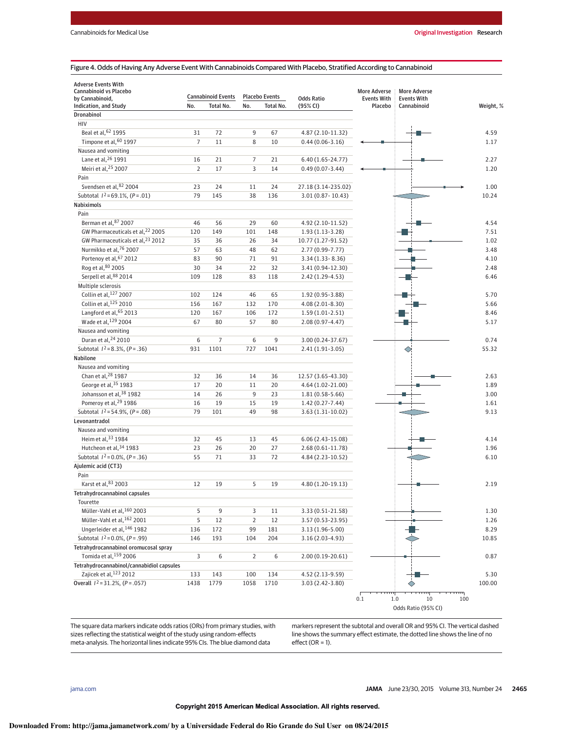Figure 4. Odds of Having Any Adverse Event With Cannabinoids Compared With Placebo, Stratified According to Cannabinoid

| Adverse Events With Cannabinoid vs Placebo by Cannabinoid, Indication, and Study | Cannabinoid Events No. | Cannabinoid Events Total No. | Placebo Events No. | Placebo Events Total No. | Odds Ratio (95% CI) | Weight, % |
|---|---|---|---|---|---|---|
| **Dronabinol** | | | | | | |
| HIV | | | | | | |
| Beal et al,[62] 1995 | 31 | 72 | 9 | 67 | 4.87 (2.10-11.32) | 4.59 |
| Timpone et al,[60] 1997 | 7 | 11 | 8 | 10 | 0.44 (0.06-3.16) | 1.17 |
| Nausea and vomiting | | | | | | |
| Lane et al,[26] 1991 | 16 | 21 | 7 | 21 | 6.40 (1.65-24.77) | 2.27 |
| Meiri et al,[25] 2007 | 2 | 17 | 3 | 14 | 0.49 (0.07-3.44) | 1.20 |
| Pain | | | | | | |
| Svendsen et al,[82] 2004 | 23 | 24 | 11 | 24 | 27.18 (3.14-235.02) | 1.00 |
| Subtotal $I^2$=69.1%, ($P$=.01) | 79 | 145 | 38 | 136 | 3.01 (0.87-10.43) | 10.24 |
| **Nabiximols** | | | | | | |
| Pain | | | | | | |
| Berman et al,[87] 2007 | 46 | 56 | 29 | 60 | 4.92 (2.10-11.52) | 4.54 |
| GW Pharmaceuticals et al,[22] 2005 | 120 | 149 | 101 | 148 | 1.93 (1.13-3.28) | 7.51 |
| GW Pharmaceuticals et al,[23] 2012 | 35 | 36 | 26 | 34 | 10.77 (1.27-91.52) | 1.02 |
| Nurmikko et al,[76] 2007 | 57 | 63 | 48 | 62 | 2.77 (0.99-7.77) | 3.48 |
| Portenoy et al,[67] 2012 | 83 | 90 | 71 | 91 | 3.34 (1.33-8.36) | 4.10 |
| Rog et al,[80] 2005 | 30 | 34 | 22 | 32 | 3.41 (0.94-12.30) | 2.48 |
| Serpell et al,[88] 2014 | 109 | 128 | 83 | 118 | 2.42 (1.29-4.53) | 6.46 |
| Multiple sclerosis | | | | | | |
| Collin et al,[127] 2007 | 102 | 124 | 46 | 65 | 1.92 (0.95-3.88) | 5.70 |
| Collin et al,[125] 2010 | 156 | 167 | 132 | 170 | 4.08 (2.01-8.30) | 5.66 |
| Langford et al,[65] 2013 | 120 | 167 | 106 | 172 | 1.59 (1.01-2.51) | 8.46 |
| Wade et al,[129] 2004 | 67 | 80 | 57 | 80 | 2.08 (0.97-4.47) | 5.17 |
| Nausea and vomiting | | | | | | |
| Duran et al,[24] 2010 | 6 | 7 | 6 | 9 | 3.00 (0.24-37.67) | 0.74 |
| Subtotal $I^2$=8.3%, ($P$=.36) | 931 | 1101 | 727 | 1041 | 2.41 (1.91-3.05) | 55.32 |
| **Nabilone** | | | | | | |
| Nausea and vomiting | | | | | | |
| Chan et al,[28] 1987 | 32 | 36 | 14 | 36 | 12.57 (3.65-43.30) | 2.63 |
| George et al,[35] 1983 | 17 | 20 | 11 | 20 | 4.64 (1.02-21.00) | 1.89 |
| Johansson et al,[38] 1982 | 14 | 26 | 9 | 23 | 1.81 (0.58-5.66) | 3.00 |
| Pomeroy et al,[29] 1986 | 16 | 19 | 15 | 19 | 1.42 (0.27-7.44) | 1.61 |
| Subtotal $I^2$=54.9%, ($P$=.08) | 79 | 101 | 49 | 98 | 3.63 (1.31-10.02) | 9.13 |
| **Levonantradol** | | | | | | |
| Nausea and vomiting | | | | | | |
| Heim et al,[33] 1984 | 32 | 45 | 13 | 45 | 6.06 (2.43-15.08) | 4.14 |
| Hutcheon et al,[34] 1983 | 23 | 26 | 20 | 27 | 2.68 (0.61-11.78) | 1.96 |
| Subtotal $I^2$=0.0%, ($P$=.36) | 55 | 71 | 33 | 72 | 4.84 (2.23-10.52) | 6.10 |
| **Ajulemic acid (CT3)** | | | | | | |
| Pain | | | | | | |
| Karst et al,[83] 2003 | 12 | 19 | 5 | 19 | 4.80 (1.20-19.13) | 2.19 |
| **Tetrahydrocannabinol capsules** | | | | | | |
| Tourette | | | | | | |
| Müller-Vahl et al,[160] 2003 | 5 | 9 | 3 | 11 | 3.33 (0.51-21.58) | 1.30 |
| Müller-Vahl et al,[162] 2001 | 5 | 12 | 2 | 12 | 3.57 (0.53-23.95) | 1.26 |
| Ungerleider et al,[146] 1982 | 136 | 172 | 99 | 181 | 3.13 (1.96-5.00) | 8.29 |
| Subtotal $I^2$=0.0%, ($P$=.99) | 146 | 193 | 104 | 204 | 3.16 (2.03-4.93) | 10.85 |
| **Tetrahydrocannabinol oromucosal spray** | | | | | | |
| Tomida et al,[159] 2006 | 3 | 6 | 2 | 6 | 2.00 (0.19-20.61) | 0.87 |
| **Tetrahydrocannabinol/cannabidiol capsules** | | | | | | |
| Zajicek et al,[123] 2012 | 133 | 143 | 100 | 134 | 4.52 (2.13-9.59) | 5.30 |
| Overall $I^2$=31.2%, ($P$=.057) | 1438 | 1779 | 1058 | 1710 | 3.03 (2.42-3.80) | 100.00 |

The square data markers indicate odds ratios (ORs) from primary studies, with sizes reflecting the statistical weight of the study using random-effects meta-analysis. The horizontal lines indicate 95% CIs. The blue diamond data markers represent the subtotal and overall OR and 95% CI. The vertical dashed line shows the summary effect estimate, the dotted line shows the line of no effect (OR = 1).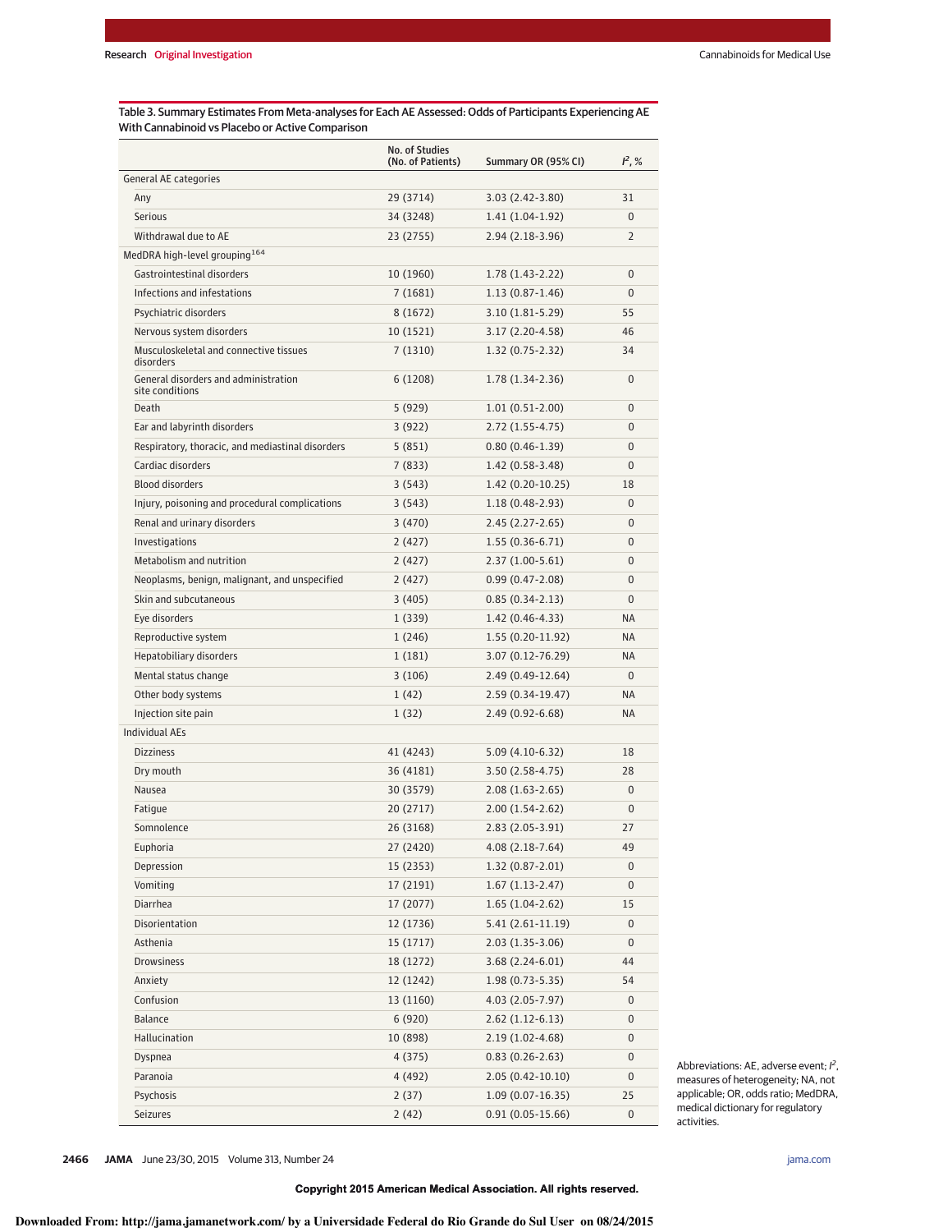Table 3. Summary Estimates From Meta-analyses for Each AE Assessed: Odds of Participants Experiencing AE With Cannabinoid vs Placebo or Active Comparison

| | No. of Studies (No. of Patients) | Summary OR (95% CI) | $I^2$, % |
|---|---|---|---|
| General AE categories | | | |
| Any | 29 (3714) | 3.03 (2.42-3.80) | 31 |
| Serious | 34 (3248) | 1.41 (1.04-1.92) | 0 |
| Withdrawal due to AE | 23 (2755) | 2.94 (2.18-3.96) | 2 |
| MedDRA high-level grouping[164] | | | |
| Gastrointestinal disorders | 10 (1960) | 1.78 (1.43-2.22) | 0 |
| Infections and infestations | 7 (1681) | 1.13 (0.87-1.46) | 0 |
| Psychiatric disorders | 8 (1672) | 3.10 (1.81-5.29) | 55 |
| Nervous system disorders | 10 (1521) | 3.17 (2.20-4.58) | 46 |
| Musculoskeletal and connective tissues disorders | 7 (1310) | 1.32 (0.75-2.32) | 34 |
| General disorders and administration site conditions | 6 (1208) | 1.78 (1.34-2.36) | 0 |
| Death | 5 (929) | 1.01 (0.51-2.00) | 0 |
| Ear and labyrinth disorders | 3 (922) | 2.72 (1.55-4.75) | 0 |
| Respiratory, thoracic, and mediastinal disorders | 5 (851) | 0.80 (0.46-1.39) | 0 |
| Cardiac disorders | 7 (833) | 1.42 (0.58-3.48) | 0 |
| Blood disorders | 3 (543) | 1.42 (0.20-10.25) | 18 |
| Injury, poisoning and procedural complications | 3 (543) | 1.18 (0.48-2.93) | 0 |
| Renal and urinary disorders | 3 (470) | 2.45 (2.27-2.65) | 0 |
| Investigations | 2 (427) | 1.55 (0.36-6.71) | 0 |
| Metabolism and nutrition | 2 (427) | 2.37 (1.00-5.61) | 0 |
| Neoplasms, benign, malignant, and unspecified | 2 (427) | 0.99 (0.47-2.08) | 0 |
| Skin and subcutaneous | 3 (405) | 0.85 (0.34-2.13) | 0 |
| Eye disorders | 1 (339) | 1.42 (0.46-4.33) | NA |
| Reproductive system | 1 (246) | 1.55 (0.20-11.92) | NA |
| Hepatobiliary disorders | 1 (181) | 3.07 (0.12-76.29) | NA |
| Mental status change | 3 (106) | 2.49 (0.49-12.64) | 0 |
| Other body systems | 1 (42) | 2.59 (0.34-19.47) | NA |
| Injection site pain | 1 (32) | 2.49 (0.92-6.68) | NA |
| Individual AEs | | | |
| Dizziness | 41 (4243) | 5.09 (4.10-6.32) | 18 |
| Dry mouth | 36 (4181) | 3.50 (2.58-4.75) | 28 |
| Nausea | 30 (3579) | 2.08 (1.63-2.65) | 0 |
| Fatigue | 20 (2717) | 2.00 (1.54-2.62) | 0 |
| Somnolence | 26 (3168) | 2.83 (2.05-3.91) | 27 |
| Euphoria | 27 (2420) | 4.08 (2.18-7.64) | 49 |
| Depression | 15 (2353) | 1.32 (0.87-2.01) | 0 |
| Vomiting | 17 (2191) | 1.67 (1.13-2.47) | 0 |
| Diarrhea | 17 (2077) | 1.65 (1.04-2.62) | 15 |
| Disorientation | 12 (1736) | 5.41 (2.61-11.19) | 0 |
| Asthenia | 15 (1717) | 2.03 (1.35-3.06) | 0 |
| Drowsiness | 18 (1272) | 3.68 (2.24-6.01) | 44 |
| Anxiety | 12 (1242) | 1.98 (0.73-5.35) | 54 |
| Confusion | 13 (1160) | 4.03 (2.05-7.97) | 0 |
| Balance | 6 (920) | 2.62 (1.12-6.13) | 0 |
| Hallucination | 10 (898) | 2.19 (1.02-4.68) | 0 |
| Dyspnea | 4 (375) | 0.83 (0.26-2.63) | 0 |
| Paranoia | 4 (492) | 2.05 (0.42-10.10) | 0 |
| Psychosis | 2 (37) | 1.09 (0.07-16.35) | 25 |
| Seizures | 2 (42) | 0.91 (0.05-15.66) | 0 |

Abbreviations: AE, adverse event; $I^2$, measures of heterogeneity; NA, not applicable; OR, odds ratio; MedDRA, medical dictionary for regulatory activities.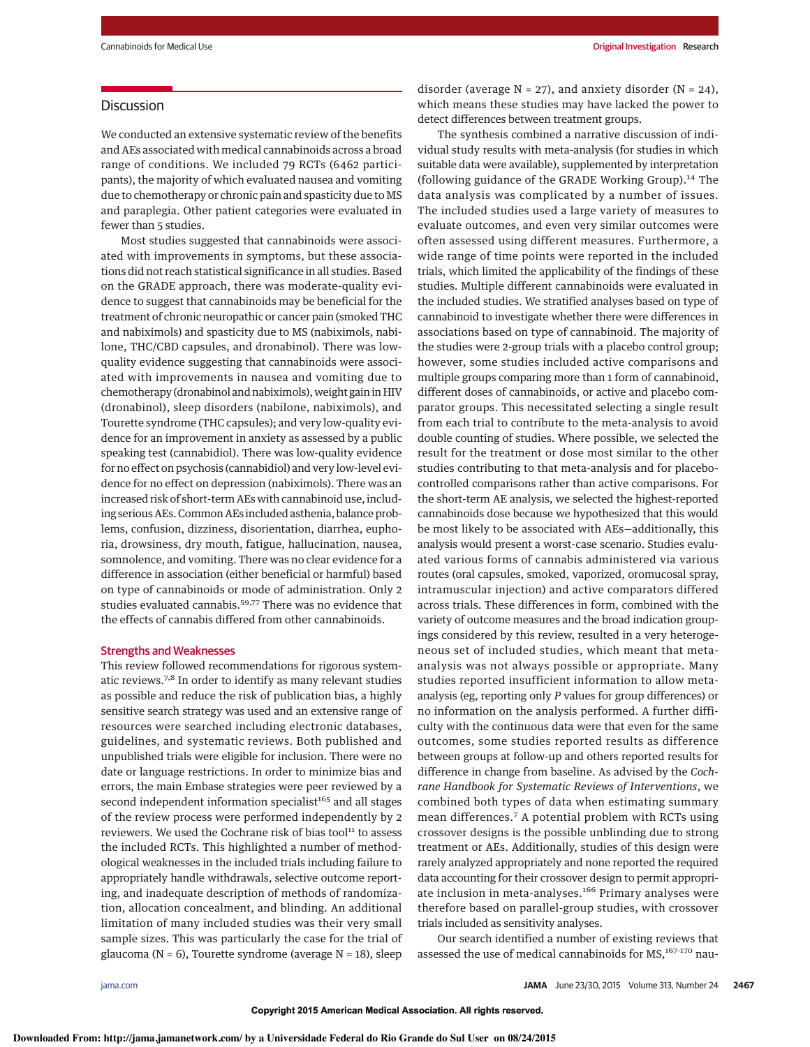## Discussion

We conducted an extensive systematic review of the benefits and AEs associated with medical cannabinoids across a broad range of conditions. We included 79 RCTs (6462 participants), the majority of which evaluated nausea and vomiting due to chemotherapy or chronic pain and spasticity due to MS and paraplegia. Other patient categories were evaluated in fewer than 5 studies.

Most studies suggested that cannabinoids were associated with improvements in symptoms, but these associations did not reach statistical significance in all studies. Based on the GRADE approach, there was moderate-quality evidence to suggest that cannabinoids may be beneficial for the treatment of chronic neuropathic or cancer pain (smoked THC and nabiximols) and spasticity due to MS (nabiximols, nabilone, THC/CBD capsules, and dronabinol). There was low-quality evidence suggesting that cannabinoids were associated with improvements in nausea and vomiting due to chemotherapy (dronabinol and nabiximols), weight gain in HIV (dronabinol), sleep disorders (nabilone, nabiximols), and Tourette syndrome (THC capsules); and very low-quality evidence for an improvement in anxiety as assessed by a public speaking test (cannabidiol). There was low-quality evidence for no effect on psychosis (cannabidiol) and very low-level evidence for no effect on depression (nabiximols). There was an increased risk of short-term AEs with cannabinoid use, including serious AEs. Common AEs included asthenia, balance problems, confusion, dizziness, disorientation, diarrhea, euphoria, drowsiness, dry mouth, fatigue, hallucination, nausea, somnolence, and vomiting. There was no clear evidence for a difference in association (either beneficial or harmful) based on type of cannabinoids or mode of administration. Only 2 studies evaluated cannabis.[59,77] There was no evidence that the effects of cannabis differed from other cannabinoids.

### Strengths and Weaknesses

This review followed recommendations for rigorous systematic reviews.[7,8] In order to identify as many relevant studies as possible and reduce the risk of publication bias, a highly sensitive search strategy was used and an extensive range of resources were searched including electronic databases, guidelines, and systematic reviews. Both published and unpublished trials were eligible for inclusion. There were no date or language restrictions. In order to minimize bias and errors, the main Embase strategies were peer reviewed by a second independent information specialist[165] and all stages of the review process were performed independently by 2 reviewers. We used the Cochrane risk of bias tool[11] to assess the included RCTs. This highlighted a number of methodological weaknesses in the included trials including failure to appropriately handle withdrawals, selective outcome reporting, and inadequate description of methods of randomization, allocation concealment, and blinding. An additional limitation of many included studies was their very small sample sizes. This was particularly the case for the trial of glaucoma (N = 6), Tourette syndrome (average N = 18), sleep disorder (average N = 27), and anxiety disorder (N = 24), which means these studies may have lacked the power to detect differences between treatment groups.

The synthesis combined a narrative discussion of individual study results with meta-analysis (for studies in which suitable data were available), supplemented by interpretation (following guidance of the GRADE Working Group).[14] The data analysis was complicated by a number of issues. The included studies used a large variety of measures to evaluate outcomes, and even very similar outcomes were often assessed using different measures. Furthermore, a wide range of time points were reported in the included trials, which limited the applicability of the findings of these studies. Multiple different cannabinoids were evaluated in the included studies. We stratified analyses based on type of cannabinoid to investigate whether there were differences in associations based on type of cannabinoid. The majority of the studies were 2-group trials with a placebo control group; however, some studies included active comparisons and multiple groups comparing more than 1 form of cannabinoid, different doses of cannabinoids, or active and placebo comparator groups. This necessitated selecting a single result from each trial to contribute to the meta-analysis to avoid double counting of studies. Where possible, we selected the result for the treatment or dose most similar to the other studies contributing to that meta-analysis and for placebo-controlled comparisons rather than active comparisons. For the short-term AE analysis, we selected the highest-reported cannabinoids dose because we hypothesized that this would be most likely to be associated with AEs—additionally, this analysis would present a worst-case scenario. Studies evaluated various forms of cannabis administered via various routes (oral capsules, smoked, vaporized, oromucosal spray, intramuscular injection) and active comparators differed across trials. These differences in form, combined with the variety of outcome measures and the broad indication groupings considered by this review, resulted in a very heterogeneous set of included studies, which meant that meta-analysis was not always possible or appropriate. Many studies reported insufficient information to allow meta-analysis (eg, reporting only *P* values for group differences) or no information on the analysis performed. A further difficulty with the continuous data were that even for the same outcomes, some studies reported results as difference between groups at follow-up and others reported results for difference in change from baseline. As advised by the *Cochrane Handbook for Systematic Reviews of Interventions*, we combined both types of data when estimating summary mean differences.[7] A potential problem with RCTs using crossover designs is the possible unblinding due to strong treatment or AEs. Additionally, studies of this design were rarely analyzed appropriately and none reported the required data accounting for their crossover design to permit appropriate inclusion in meta-analyses.[166] Primary analyses were therefore based on parallel-group studies, with crossover trials included as sensitivity analyses.

Our search identified a number of existing reviews that assessed the use of medical cannabinoids for MS,[167-170] nau-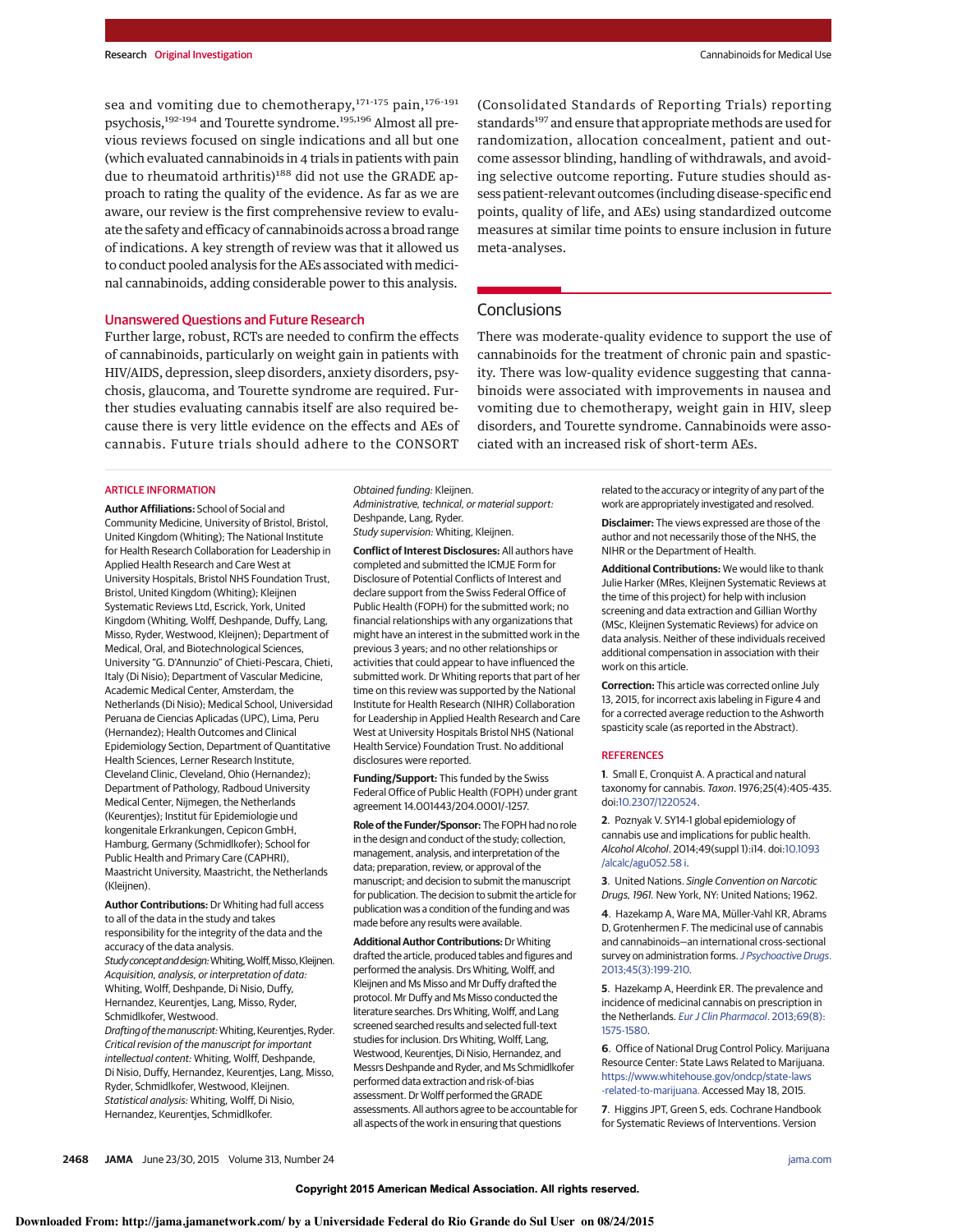sea and vomiting due to chemotherapy,[171-175] pain,[176-191] psychosis,[192-194] and Tourette syndrome.[195,196] Almost all previous reviews focused on single indications and all but one (which evaluated cannabinoids in 4 trials in patients with pain due to rheumatoid arthritis)[188] did not use the GRADE approach to rating the quality of the evidence. As far as we are aware, our review is the first comprehensive review to evaluate the safety and efficacy of cannabinoids across a broad range of indications. A key strength of review was that it allowed us to conduct pooled analysis for the AEs associated with medicinal cannabinoids, adding considerable power to this analysis.

### Unanswered Questions and Future Research

Further large, robust, RCTs are needed to confirm the effects of cannabinoids, particularly on weight gain in patients with HIV/AIDS, depression, sleep disorders, anxiety disorders, psychosis, glaucoma, and Tourette syndrome are required. Further studies evaluating cannabis itself are also required because there is very little evidence on the effects and AEs of cannabis. Future trials should adhere to the CONSORT (Consolidated Standards of Reporting Trials) reporting standards[197] and ensure that appropriate methods are used for randomization, allocation concealment, patient and outcome assessor blinding, handling of withdrawals, and avoiding selective outcome reporting. Future studies should assess patient-relevant outcomes (including disease-specific end points, quality of life, and AEs) using standardized outcome measures at similar time points to ensure inclusion in future meta-analyses.

## Conclusions

There was moderate-quality evidence to support the use of cannabinoids for the treatment of chronic pain and spasticity. There was low-quality evidence suggesting that cannabinoids were associated with improvements in nausea and vomiting due to chemotherapy, weight gain in HIV, sleep disorders, and Tourette syndrome. Cannabinoids were associated with an increased risk of short-term AEs.

### ARTICLE INFORMATION

**Author Affiliations:** School of Social and Community Medicine, University of Bristol, Bristol, United Kingdom (Whiting); The National Institute for Health Research Collaboration for Leadership in Applied Health Research and Care West at University Hospitals, Bristol NHS Foundation Trust, Bristol, United Kingdom (Whiting); Kleijnen Systematic Reviews Ltd, Escrick, York, United Kingdom (Whiting, Wolff, Deshpande, Duffy, Lang, Misso, Ryder, Westwood, Kleijnen); Department of Medical, Oral, and Biotechnological Sciences, University "G. D'Annunzio" of Chieti-Pescara, Chieti, Italy (Di Nisio); Department of Vascular Medicine, Academic Medical Center, Amsterdam, the Netherlands (Di Nisio); Medical School, Universidad Peruana de Ciencias Aplicadas (UPC), Lima, Peru (Hernandez); Health Outcomes and Clinical Epidemiology Section, Department of Quantitative Health Sciences, Lerner Research Institute, Cleveland Clinic, Cleveland, Ohio (Hernandez); Department of Pathology, Radboud University Medical Center, Nijmegen, the Netherlands (Keurentjes); Institut für Epidemiologie und kongenitale Erkrankungen, Cepicon GmbH, Hamburg, Germany (Schmidlkofer); School for Public Health and Primary Care (CAPHRI), Maastricht University, Maastricht, the Netherlands (Kleijnen).

**Author Contributions:** Dr Whiting had full access to all of the data in the study and takes responsibility for the integrity of the data and the accuracy of the data analysis.
*Study concept and design:* Whiting, Wolff, Misso, Kleijnen.
*Acquisition, analysis, or interpretation of data:* Whiting, Wolff, Deshpande, Di Nisio, Duffy, Hernandez, Keurentjes, Lang, Misso, Ryder, Schmidlkofer, Westwood.
*Drafting of the manuscript:* Whiting, Keurentjes, Ryder.
*Critical revision of the manuscript for important intellectual content:* Whiting, Wolff, Deshpande, Di Nisio, Duffy, Hernandez, Keurentjes, Lang, Misso, Ryder, Schmidlkofer, Westwood, Kleijnen.
*Statistical analysis:* Whiting, Wolff, Di Nisio, Hernandez, Keurentjes, Schmidlkofer.
*Obtained funding:* Kleijnen.
*Administrative, technical, or material support:* Deshpande, Lang, Ryder.
*Study supervision:* Whiting, Kleijnen.

**Conflict of Interest Disclosures:** All authors have completed and submitted the ICMJE Form for Disclosure of Potential Conflicts of Interest and declare support from the Swiss Federal Office of Public Health (FOPH) for the submitted work; no financial relationships with any organizations that might have an interest in the submitted work in the previous 3 years; and no other relationships or activities that could appear to have influenced the submitted work. Dr Whiting reports that part of her time on this review was supported by the National Institute for Health Research (NIHR) Collaboration for Leadership in Applied Health Research and Care West at University Hospitals Bristol NHS (National Health Service) Foundation Trust. No additional disclosures were reported.

**Funding/Support:** This funded by the Swiss Federal Office of Public Health (FOPH) under grant agreement 14.001443/204.0001/-1257.

**Role of the Funder/Sponsor:** The FOPH had no role in the design and conduct of the study; collection, management, analysis, and interpretation of the data; preparation, review, or approval of the manuscript; and decision to submit the manuscript for publication. The decision to submit the article for publication was a condition of the funding and was made before any results were available.

**Additional Author Contributions:** Dr Whiting drafted the article, produced tables and figures and performed the analysis. Drs Whiting, Wolff, and Kleijnen and Ms Misso and Mr Duffy drafted the protocol. Mr Duffy and Ms Misso conducted the literature searches. Drs Whiting, Wolff, and Lang screened searched results and selected full-text studies for inclusion. Drs Whiting, Wolff, Lang, Westwood, Keurentjes, Di Nisio, Hernandez, and Messrs Deshpande and Ryder, and Ms Schmidlkofer performed data extraction and risk-of-bias assessment. Dr Wolff performed the GRADE assessments. All authors agree to be accountable for all aspects of the work in ensuring that questions related to the accuracy or integrity of any part of the work are appropriately investigated and resolved.

**Disclaimer:** The views expressed are those of the author and not necessarily those of the NHS, the NIHR or the Department of Health.

**Additional Contributions:** We would like to thank Julie Harker (MRes, Kleijnen Systematic Reviews at the time of this project) for help with inclusion screening and data extraction and Gillian Worthy (MSc, Kleijnen Systematic Reviews) for advice on data analysis. Neither of these individuals received additional compensation in association with their work on this article.

**Correction:** This article was corrected online July 13, 2015, for incorrect axis labeling in Figure 4 and for a corrected average reduction to the Ashworth spasticity scale (as reported in the Abstract).

### REFERENCES

1. Small E, Cronquist A. A practical and natural taxonomy for cannabis. *Taxon*. 1976;25(4):405-435. doi:10.2307/1220524.

2. Poznyak V. SY14-1 global epidemiology of cannabis use and implications for public health. *Alcohol Alcohol*. 2014;49(suppl 1):i14. doi:10.1093/alcalc/agu052.58 i.

3. United Nations. *Single Convention on Narcotic Drugs, 1961*. New York, NY: United Nations; 1962.

4. Hazekamp A, Ware MA, Müller-Vahl KR, Abrams D, Grotenhermen F. The medicinal use of cannabis and cannabinoids—an international cross-sectional survey on administration forms. *J Psychoactive Drugs*. 2013;45(3):199-210.

5. Hazekamp A, Heerdink ER. The prevalence and incidence of medicinal cannabis on prescription in the Netherlands. *Eur J Clin Pharmacol*. 2013;69(8):1575-1580.

6. Office of National Drug Control Policy. Marijuana Resource Center: State Laws Related to Marijuana. https://www.whitehouse.gov/ondcp/state-laws-related-to-marijuana. Accessed May 18, 2015.

7. Higgins JPT, Green S, eds. Cochrane Handbook for Systematic Reviews of Interventions. Version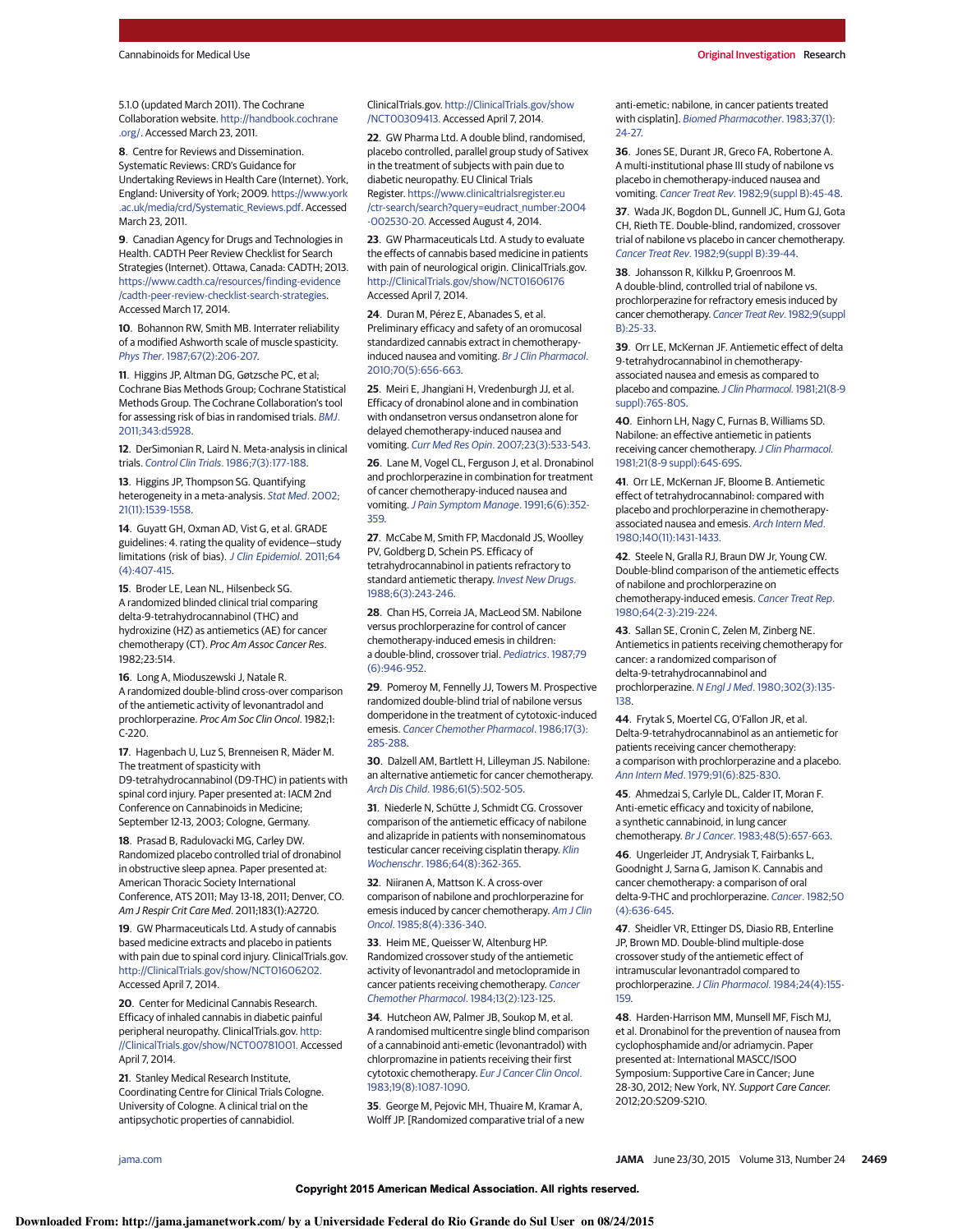5.1.0 (updated March 2011). The Cochrane Collaboration website. http://handbook.cochrane.org/. Accessed March 23, 2011.

8. Centre for Reviews and Dissemination. Systematic Reviews: CRD's Guidance for Undertaking Reviews in Health Care (Internet). York, England: University of York; 2009. https://www.york.ac.uk/media/crd/Systematic_Reviews.pdf. Accessed March 23, 2011.

9. Canadian Agency for Drugs and Technologies in Health. CADTH Peer Review Checklist for Search Strategies (Internet). Ottawa, Canada: CADTH; 2013. https://www.cadth.ca/resources/finding-evidence/cadth-peer-review-checklist-search-strategies. Accessed March 17, 2014.

10. Bohannon RW, Smith MB. Interrater reliability of a modified Ashworth scale of muscle spasticity. *Phys Ther*. 1987;67(2):206-207.

11. Higgins JP, Altman DG, Gøtzsche PC, et al; Cochrane Bias Methods Group; Cochrane Statistical Methods Group. The Cochrane Collaboration's tool for assessing risk of bias in randomised trials. *BMJ*. 2011;343:d5928.

12. DerSimonian R, Laird N. Meta-analysis in clinical trials. *Control Clin Trials*. 1986;7(3):177-188.

13. Higgins JP, Thompson SG. Quantifying heterogeneity in a meta-analysis. *Stat Med*. 2002;21(11):1539-1558.

14. Guyatt GH, Oxman AD, Vist G, et al. GRADE guidelines: 4. rating the quality of evidence—study limitations (risk of bias). *J Clin Epidemiol*. 2011;64(4):407-415.

15. Broder LE, Lean NL, Hilsenbeck SG. A randomized blinded clinical trial comparing delta-9-tetrahydrocannabinol (THC) and hydroxizine (HZ) as antiemetics (AE) for cancer chemotherapy (CT). *Proc Am Assoc Cancer Res*. 1982;23:514.

16. Long A, Mioduszewski J, Natale R. A randomized double-blind cross-over comparison of the antiemetic activity of levonantradol and prochlorperazine. *Proc Am Soc Clin Oncol*. 1982;1:C-220.

17. Hagenbach U, Luz S, Brenneisen R, Mäder M. The treatment of spasticity with D9-tetrahydrocannabinol (D9-THC) in patients with spinal cord injury. Paper presented at: IACM 2nd Conference on Cannabinoids in Medicine; September 12-13, 2003; Cologne, Germany.

18. Prasad B, Radulovacki MG, Carley DW. Randomized placebo controlled trial of dronabinol in obstructive sleep apnea. Paper presented at: American Thoracic Society International Conference, ATS 2011; May 13-18, 2011; Denver, CO. *Am J Respir Crit Care Med*. 2011;183(1):A2720.

19. GW Pharmaceuticals Ltd. A study of cannabis based medicine extracts and placebo in patients with pain due to spinal cord injury. ClinicalTrials.gov. http://ClinicalTrials.gov/show/NCT01606202. Accessed April 7, 2014.

20. Center for Medicinal Cannabis Research. Efficacy of inhaled cannabis in diabetic painful peripheral neuropathy. ClinicalTrials.gov. http://ClinicalTrials.gov/show/NCT00781001. Accessed April 7, 2014.

21. Stanley Medical Research Institute, Coordinating Centre for Clinical Trials Cologne. University of Cologne. A clinical trial on the antipsychotic properties of cannabidiol. ClinicalTrials.gov. http://ClinicalTrials.gov/show/NCT00309413. Accessed April 7, 2014.

22. GW Pharma Ltd. A double blind, randomised, placebo controlled, parallel group study of Sativex in the treatment of subjects with pain due to diabetic neuropathy. EU Clinical Trials Register. https://www.clinicaltrialsregister.eu/ctr-search/search?query=eudract_number:2004-002530-20. Accessed August 4, 2014.

23. GW Pharmaceuticals Ltd. A study to evaluate the effects of cannabis based medicine in patients with pain of neurological origin. ClinicalTrials.gov. http://ClinicalTrials.gov/show/NCT01606176 Accessed April 7, 2014.

24. Duran M, Pérez E, Abanades S, et al. Preliminary efficacy and safety of an oromucosal standardized cannabis extract in chemotherapy-induced nausea and vomiting. *Br J Clin Pharmacol*. 2010;70(5):656-663.

25. Meiri E, Jhangiani H, Vredenburgh JJ, et al. Efficacy of dronabinol alone and in combination with ondansetron versus ondansetron alone for delayed chemotherapy-induced nausea and vomiting. *Curr Med Res Opin*. 2007;23(3):533-543.

26. Lane M, Vogel CL, Ferguson J, et al. Dronabinol and prochlorperazine in combination for treatment of cancer chemotherapy-induced nausea and vomiting. *J Pain Symptom Manage*. 1991;6(6):352-359.

27. McCabe M, Smith FP, Macdonald JS, Woolley PV, Goldberg D, Schein PS. Efficacy of tetrahydrocannabinol in patients refractory to standard antiemetic therapy. *Invest New Drugs*. 1988;6(3):243-246.

28. Chan HS, Correia JA, MacLeod SM. Nabilone versus prochlorperazine for control of cancer chemotherapy-induced emesis in children: a double-blind, crossover trial. *Pediatrics*. 1987;79(6):946-952.

29. Pomeroy M, Fennelly JJ, Towers M. Prospective randomized double-blind trial of nabilone versus domperidone in the treatment of cytotoxic-induced emesis. *Cancer Chemother Pharmacol*. 1986;17(3):285-288.

30. Dalzell AM, Bartlett H, Lilleyman JS. Nabilone: an alternative antiemetic for cancer chemotherapy. *Arch Dis Child*. 1986;61(5):502-505.

31. Niederle N, Schütte J, Schmidt CG. Crossover comparison of the antiemetic efficacy of nabilone and alizapride in patients with nonseminomatous testicular cancer receiving cisplatin therapy. *Klin Wochenschr*. 1986;64(8):362-365.

32. Niiranen A, Mattson K. A cross-over comparison of nabilone and prochlorperazine for emesis induced by cancer chemotherapy. *Am J Clin Oncol*. 1985;8(4):336-340.

33. Heim ME, Queisser W, Altenburg HP. Randomized crossover study of the antiemetic activity of levonantradol and metoclopramide in cancer patients receiving chemotherapy. *Cancer Chemother Pharmacol*. 1984;13(2):123-125.

34. Hutcheon AW, Palmer JB, Soukop M, et al. A randomised multicentre single blind comparison of a cannabinoid anti-emetic (levonantradol) with chlorpromazine in patients receiving their first cytotoxic chemotherapy. *Eur J Cancer Clin Oncol*. 1983;19(8):1087-1090.

35. George M, Pejovic MH, Thuaire M, Kramar A, Wolff JP. [Randomized comparative trial of a new anti-emetic: nabilone, in cancer patients treated with cisplatin]. *Biomed Pharmacother*. 1983;37(1):24-27.

36. Jones SE, Durant JR, Greco FA, Robertone A. A multi-institutional phase III study of nabilone vs placebo in chemotherapy-induced nausea and vomiting. *Cancer Treat Rev*. 1982;9(suppl B):45-48.

37. Wada JK, Bogdon DL, Gunnell JC, Hum GJ, Gota CH, Rieth TE. Double-blind, randomized, crossover trial of nabilone vs placebo in cancer chemotherapy. *Cancer Treat Rev*. 1982;9(suppl B):39-44.

38. Johansson R, Kilkku P, Groenroos M. A double-blind, controlled trial of nabilone vs. prochlorperazine for refractory emesis induced by cancer chemotherapy. *Cancer Treat Rev*. 1982;9(suppl B):25-33.

39. Orr LE, McKernan JF. Antiemetic effect of delta 9-tetrahydrocannabinol in chemotherapy-associated nausea and emesis as compared to placebo and compazine. *J Clin Pharmacol*. 1981;21(8-9 suppl):76S-80S.

40. Einhorn LH, Nagy C, Furnas B, Williams SD. Nabilone: an effective antiemetic in patients receiving cancer chemotherapy. *J Clin Pharmacol*. 1981;21(8-9 suppl):64S-69S.

41. Orr LE, McKernan JF, Bloome B. Antiemetic effect of tetrahydrocannabinol: compared with placebo and prochlorperazine in chemotherapy-associated nausea and emesis. *Arch Intern Med*. 1980;140(11):1431-1433.

42. Steele N, Gralla RJ, Braun DW Jr, Young CW. Double-blind comparison of the antiemetic effects of nabilone and prochlorperazine on chemotherapy-induced emesis. *Cancer Treat Rep*. 1980;64(2-3):219-224.

43. Sallan SE, Cronin C, Zelen M, Zinberg NE. Antiemetics in patients receiving chemotherapy for cancer: a randomized comparison of delta-9-tetrahydrocannabinol and prochlorperazine. *N Engl J Med*. 1980;302(3):135-138.

44. Frytak S, Moertel CG, O'Fallon JR, et al. Delta-9-tetrahydrocannabinol as an antiemetic for patients receiving cancer chemotherapy: a comparison with prochlorperazine and a placebo. *Ann Intern Med*. 1979;91(6):825-830.

45. Ahmedzai S, Carlyle DL, Calder IT, Moran F. Anti-emetic efficacy and toxicity of nabilone, a synthetic cannabinoid, in lung cancer chemotherapy. *Br J Cancer*. 1983;48(5):657-663.

46. Ungerleider JT, Andrysiak T, Fairbanks L, Goodnight J, Sarna G, Jamison K. Cannabis and cancer chemotherapy: a comparison of oral delta-9-THC and prochlorperazine. *Cancer*. 1982;50(4):636-645.

47. Sheidler VR, Ettinger DS, Diasio RB, Enterline JP, Brown MD. Double-blind multiple-dose crossover study of the antiemetic effect of intramuscular levonantradol compared to prochlorperazine. *J Clin Pharmacol*. 1984;24(4):155-159.

48. Harden-Harrison MM, Munsell MF, Fisch MJ, et al. Dronabinol for the prevention of nausea from cyclophosphamide and/or adriamycin. Paper presented at: International MASCC/ISOO Symposium: Supportive Care in Cancer; June 28-30, 2012; New York, NY. *Support Care Cancer*. 2012;20:S209-S210.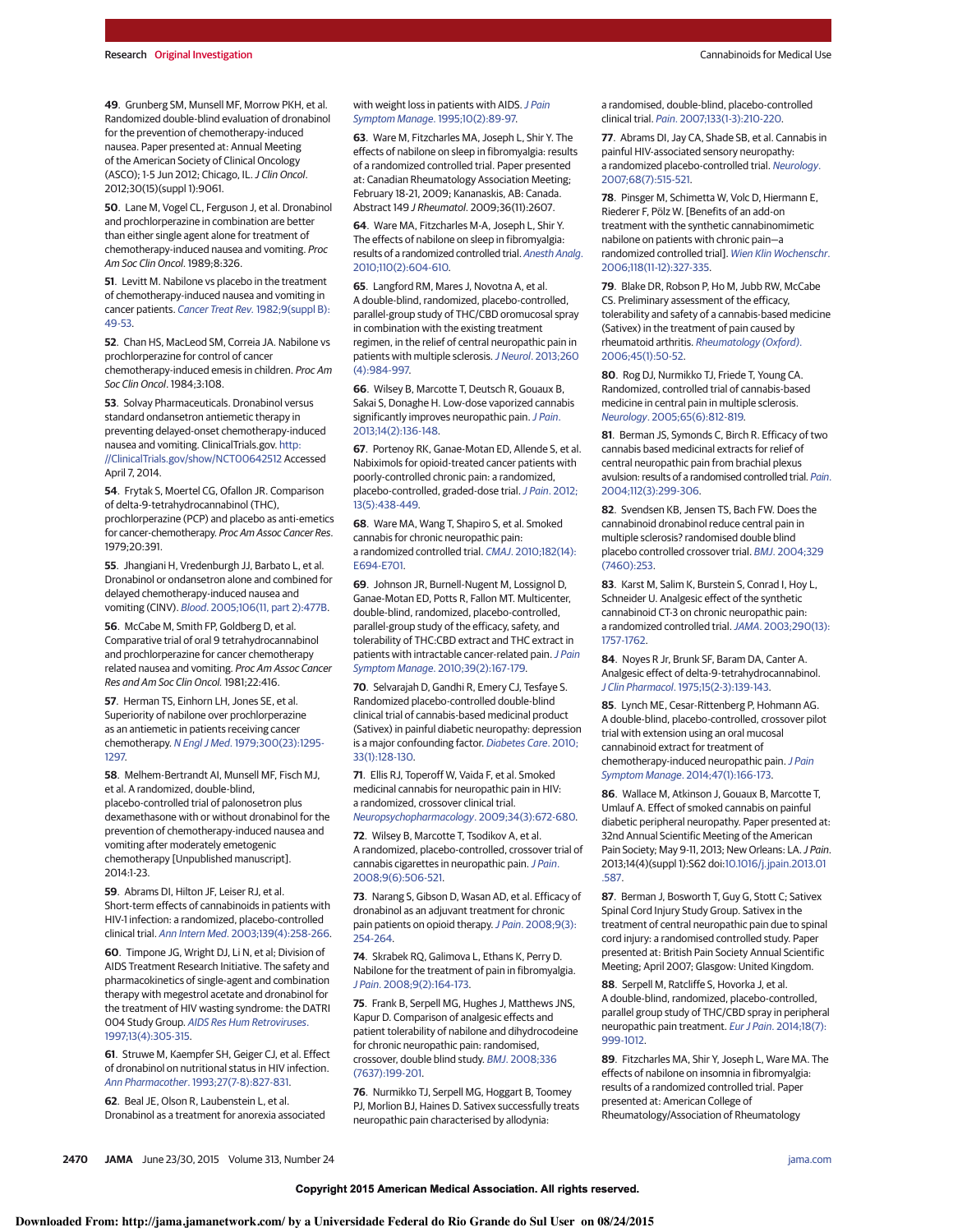49. Grunberg SM, Munsell MF, Morrow PKH, et al. Randomized double-blind evaluation of dronabinol for the prevention of chemotherapy-induced nausea. Paper presented at: Annual Meeting of the American Society of Clinical Oncology (ASCO); 1-5 Jun 2012; Chicago, IL. *J Clin Oncol*. 2012;30(15)(suppl 1):9061.

50. Lane M, Vogel CL, Ferguson J, et al. Dronabinol and prochlorperazine in combination are better than either single agent alone for treatment of chemotherapy-induced nausea and vomiting. *Proc Am Soc Clin Oncol*. 1989;8:326.

51. Levitt M. Nabilone vs placebo in the treatment of chemotherapy-induced nausea and vomiting in cancer patients. *Cancer Treat Rev*. 1982;9(suppl B):49-53.

52. Chan HS, MacLeod SM, Correia JA. Nabilone vs prochlorperazine for control of cancer chemotherapy-induced emesis in children. *Proc Am Soc Clin Oncol*. 1984;3:108.

53. Solvay Pharmaceuticals. Dronabinol versus standard ondansetron antiemetic therapy in preventing delayed-onset chemotherapy-induced nausea and vomiting. ClinicalTrials.gov. http://ClinicalTrials.gov/show/NCT00642512 Accessed April 7, 2014.

54. Frytak S, Moertel CG, Ofallon JR. Comparison of delta-9-tetrahydrocannabinol (THC), prochlorperazine (PCP) and placebo as anti-emetics for cancer-chemotherapy. *Proc Am Assoc Cancer Res*. 1979;20:391.

55. Jhangiani H, Vredenburgh JJ, Barbato L, et al. Dronabinol or ondansetron alone and combined for delayed chemotherapy-induced nausea and vomiting (CINV). *Blood*. 2005;106(11, part 2):477B.

56. McCabe M, Smith FP, Goldberg D, et al. Comparative trial of oral 9 tetrahydrocannabinol and prochlorperazine for cancer chemotherapy related nausea and vomiting. *Proc Am Assoc Cancer Res and Am Soc Clin Oncol*. 1981;22:416.

57. Herman TS, Einhorn LH, Jones SE, et al. Superiority of nabilone over prochlorperazine as an antiemetic in patients receiving cancer chemotherapy. *N Engl J Med*. 1979;300(23):1295-1297.

58. Melhem-Bertrandt AI, Munsell MF, Fisch MJ, et al. A randomized, double-blind, placebo-controlled trial of palonosetron plus dexamethasone with or without dronabinol for the prevention of chemotherapy-induced nausea and vomiting after moderately emetogenic chemotherapy [Unpublished manuscript]. 2014:1-23.

59. Abrams DI, Hilton JF, Leiser RJ, et al. Short-term effects of cannabinoids in patients with HIV-1 infection: a randomized, placebo-controlled clinical trial. *Ann Intern Med*. 2003;139(4):258-266.

60. Timpone JG, Wright DJ, Li N, et al; Division of AIDS Treatment Research Initiative. The safety and pharmacokinetics of single-agent and combination therapy with megestrol acetate and dronabinol for the treatment of HIV wasting syndrome: the DATRI 004 Study Group. *AIDS Res Hum Retroviruses*. 1997;13(4):305-315.

61. Struwe M, Kaempfer SH, Geiger CJ, et al. Effect of dronabinol on nutritional status in HIV infection. *Ann Pharmacother*. 1993;27(7-8):827-831.

62. Beal JE, Olson R, Laubenstein L, et al. Dronabinol as a treatment for anorexia associated with weight loss in patients with AIDS. *J Pain Symptom Manage*. 1995;10(2):89-97.

63. Ware M, Fitzcharles MA, Joseph L, Shir Y. The effects of nabilone on sleep in fibromyalgia: results of a randomized controlled trial. Paper presented at: Canadian Rheumatology Association Meeting; February 18-21, 2009; Kananaskis, AB: Canada. Abstract 149 *J Rheumatol*. 2009;36(11):2607.

64. Ware MA, Fitzcharles M-A, Joseph L, Shir Y. The effects of nabilone on sleep in fibromyalgia: results of a randomized controlled trial. *Anesth Analg*. 2010;110(2):604-610.

65. Langford RM, Mares J, Novotna A, et al. A double-blind, randomized, placebo-controlled, parallel-group study of THC/CBD oromucosal spray in combination with the existing treatment regimen, in the relief of central neuropathic pain in patients with multiple sclerosis. *J Neurol*. 2013;260(4):984-997.

66. Wilsey B, Marcotte T, Deutsch R, Gouaux B, Sakai S, Donaghe H. Low-dose vaporized cannabis significantly improves neuropathic pain. *J Pain*. 2013;14(2):136-148.

67. Portenoy RK, Ganae-Motan ED, Allende S, et al. Nabiximols for opioid-treated cancer patients with poorly-controlled chronic pain: a randomized, placebo-controlled, graded-dose trial. *J Pain*. 2012;13(5):438-449.

68. Ware MA, Wang T, Shapiro S, et al. Smoked cannabis for chronic neuropathic pain: a randomized controlled trial. *CMAJ*. 2010;182(14):E694-E701.

69. Johnson JR, Burnell-Nugent M, Lossignol D, Ganae-Motan ED, Potts R, Fallon MT. Multicenter, double-blind, randomized, placebo-controlled, parallel-group study of the efficacy, safety, and tolerability of THC:CBD extract and THC extract in patients with intractable cancer-related pain. *J Pain Symptom Manage*. 2010;39(2):167-179.

70. Selvarajah D, Gandhi R, Emery CJ, Tesfaye S. Randomized placebo-controlled double-blind clinical trial of cannabis-based medicinal product (Sativex) in painful diabetic neuropathy: depression is a major confounding factor. *Diabetes Care*. 2010;33(1):128-130.

71. Ellis RJ, Toperoff W, Vaida F, et al. Smoked medicinal cannabis for neuropathic pain in HIV: a randomized, crossover clinical trial. *Neuropsychopharmacology*. 2009;34(3):672-680.

72. Wilsey B, Marcotte T, Tsodikov A, et al. A randomized, placebo-controlled, crossover trial of cannabis cigarettes in neuropathic pain. *J Pain*. 2008;9(6):506-521.

73. Narang S, Gibson D, Wasan AD, et al. Efficacy of dronabinol as an adjuvant treatment for chronic pain patients on opioid therapy. *J Pain*. 2008;9(3):254-264.

74. Skrabek RQ, Galimova L, Ethans K, Perry D. Nabilone for the treatment of pain in fibromyalgia. *J Pain*. 2008;9(2):164-173.

75. Frank B, Serpell MG, Hughes J, Matthews JNS, Kapur D. Comparison of analgesic effects and patient tolerability of nabilone and dihydrocodeine for chronic neuropathic pain: randomised, crossover, double blind study. *BMJ*. 2008;336(7637):199-201.

76. Nurmikko TJ, Serpell MG, Hoggart B, Toomey PJ, Morlion BJ, Haines D. Sativex successfully treats neuropathic pain characterised by allodynia: a randomised, double-blind, placebo-controlled clinical trial. *Pain*. 2007;133(1-3):210-220.

77. Abrams DI, Jay CA, Shade SB, et al. Cannabis in painful HIV-associated sensory neuropathy: a randomized placebo-controlled trial. *Neurology*. 2007;68(7):515-521.

78. Pinsger M, Schimetta W, Volc D, Hiermann E, Riederer F, Pölz W. [Benefits of an add-on treatment with the synthetic cannabinomimetic nabilone on patients with chronic pain—a randomized controlled trial]. *Wien Klin Wochenschr*. 2006;118(11-12):327-335.

79. Blake DR, Robson P, Ho M, Jubb RW, McCabe CS. Preliminary assessment of the efficacy, tolerability and safety of a cannabis-based medicine (Sativex) in the treatment of pain caused by rheumatoid arthritis. *Rheumatology (Oxford)*. 2006;45(1):50-52.

80. Rog DJ, Nurmikko TJ, Friede T, Young CA. Randomized, controlled trial of cannabis-based medicine in central pain in multiple sclerosis. *Neurology*. 2005;65(6):812-819.

81. Berman JS, Symonds C, Birch R. Efficacy of two cannabis based medicinal extracts for relief of central neuropathic pain from brachial plexus avulsion: results of a randomised controlled trial. *Pain*. 2004;112(3):299-306.

82. Svendsen KB, Jensen TS, Bach FW. Does the cannabinoid dronabinol reduce central pain in multiple sclerosis? randomised double blind placebo controlled crossover trial. *BMJ*. 2004;329(7460):253.

83. Karst M, Salim K, Burstein S, Conrad I, Hoy L, Schneider U. Analgesic effect of the synthetic cannabinoid CT-3 on chronic neuropathic pain: a randomized controlled trial. *JAMA*. 2003;290(13):1757-1762.

84. Noyes R Jr, Brunk SF, Baram DA, Canter A. Analgesic effect of delta-9-tetrahydrocannabinol. *J Clin Pharmacol*. 1975;15(2-3):139-143.

85. Lynch ME, Cesar-Rittenberg P, Hohmann AG. A double-blind, placebo-controlled, crossover pilot trial with extension using an oral mucosal cannabinoid extract for treatment of chemotherapy-induced neuropathic pain. *J Pain Symptom Manage*. 2014;47(1):166-173.

86. Wallace M, Atkinson J, Gouaux B, Marcotte T, Umlauf A. Effect of smoked cannabis on painful diabetic peripheral neuropathy. Paper presented at: 32nd Annual Scientific Meeting of the American Pain Society; May 9-11, 2013; New Orleans: LA. *J Pain*. 2013;14(4)(suppl 1):S62 doi:10.1016/j.jpain.2013.01.587.

87. Berman J, Bosworth T, Guy G, Stott C; Sativex Spinal Cord Injury Study Group. Sativex in the treatment of central neuropathic pain due to spinal cord injury: a randomised controlled study. Paper presented at: British Pain Society Annual Scientific Meeting; April 2007; Glasgow: United Kingdom.

88. Serpell M, Ratcliffe S, Hovorka J, et al. A double-blind, randomized, placebo-controlled, parallel group study of THC/CBD spray in peripheral neuropathic pain treatment. *Eur J Pain*. 2014;18(7):999-1012.

89. Fitzcharles MA, Shir Y, Joseph L, Ware MA. The effects of nabilone on insomnia in fibromyalgia: results of a randomized controlled trial. Paper presented at: American College of Rheumatology/Association of Rheumatology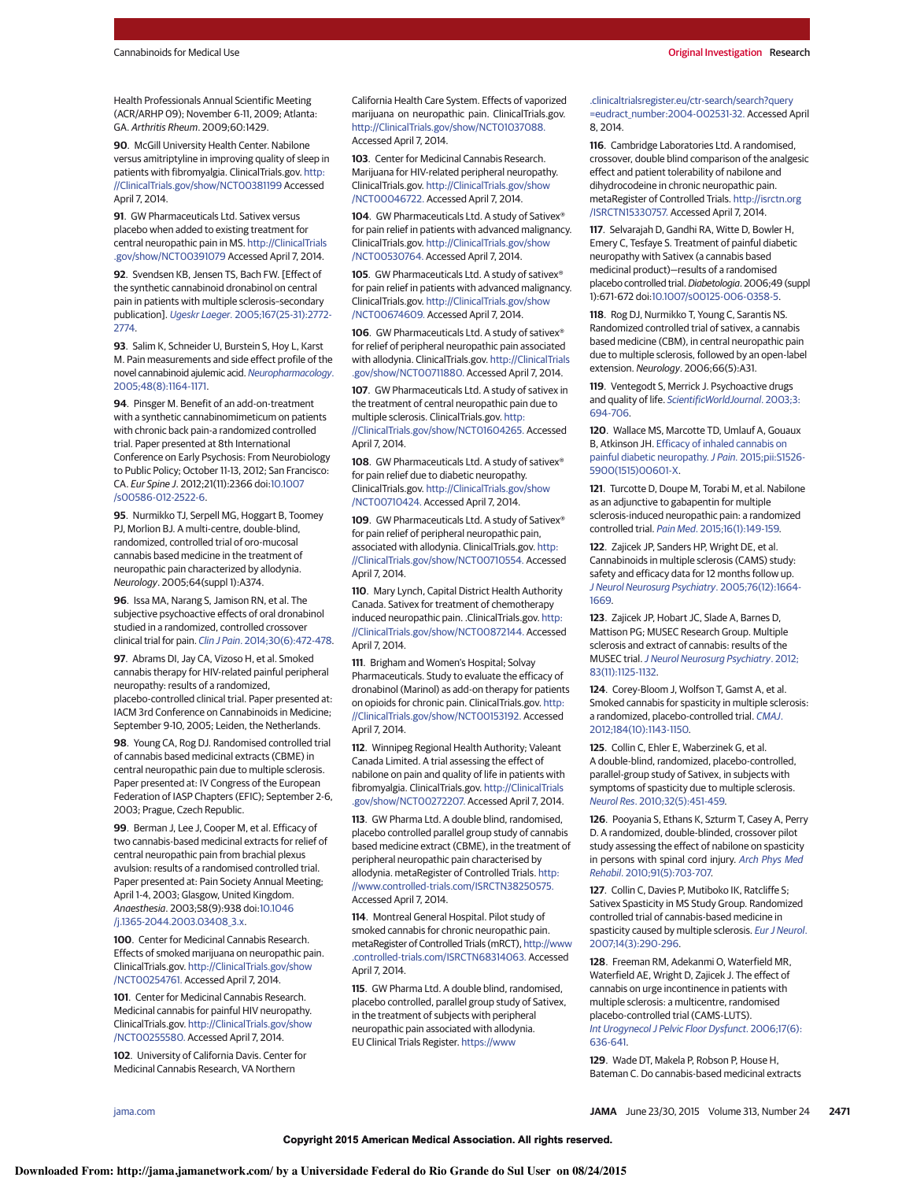Health Professionals Annual Scientific Meeting (ACR/ARHP 09); November 6-11, 2009; Atlanta: GA. *Arthritis Rheum*. 2009;60:1429.

**90**. McGill University Health Center. Nabilone versus amitriptyline in improving quality of sleep in patients with fibromyalgia. ClinicalTrials.gov. http://ClinicalTrials.gov/show/NCT00381199 Accessed April 7, 2014.

**91**. GW Pharmaceuticals Ltd. Sativex versus placebo when added to existing treatment for central neuropathic pain in MS. http://ClinicalTrials.gov/show/NCT00391079 Accessed April 7, 2014.

**92**. Svendsen KB, Jensen TS, Bach FW. [Effect of the synthetic cannabinoid dronabinol on central pain in patients with multiple sclerosis–secondary publication]. *Ugeskr Laeger*. 2005;167(25-31):2772-2774.

**93**. Salim K, Schneider U, Burstein S, Hoy L, Karst M. Pain measurements and side effect profile of the novel cannabinoid ajulemic acid. *Neuropharmacology*. 2005;48(8):1164-1171.

**94**. Pinsger M. Benefit of an add-on-treatment with a synthetic cannabinomimeticum on patients with chronic back pain-a randomized controlled trial. Paper presented at 8th International Conference on Early Psychosis: From Neurobiology to Public Policy; October 11-13, 2012; San Francisco: CA. *Eur Spine J*. 2012;21(11):2366 doi:10.1007/s00586-012-2522-6.

**95**. Nurmikko TJ, Serpell MG, Hoggart B, Toomey PJ, Morlion BJ. A multi-centre, double-blind, randomized, controlled trial of oro-mucosal cannabis based medicine in the treatment of neuropathic pain characterized by allodynia. *Neurology*. 2005;64(suppl 1):A374.

**96**. Issa MA, Narang S, Jamison RN, et al. The subjective psychoactive effects of oral dronabinol studied in a randomized, controlled crossover clinical trial for pain. *Clin J Pain*. 2014;30(6):472-478.

**97**. Abrams DI, Jay CA, Vizoso H, et al. Smoked cannabis therapy for HIV-related painful peripheral neuropathy: results of a randomized, placebo-controlled clinical trial. Paper presented at: IACM 3rd Conference on Cannabinoids in Medicine; September 9-10, 2005; Leiden, the Netherlands.

**98**. Young CA, Rog DJ. Randomised controlled trial of cannabis based medicinal extracts (CBME) in central neuropathic pain due to multiple sclerosis. Paper presented at: IV Congress of the European Federation of IASP Chapters (EFIC); September 2-6, 2003; Prague, Czech Republic.

**99**. Berman J, Lee J, Cooper M, et al. Efficacy of two cannabis-based medicinal extracts for relief of central neuropathic pain from brachial plexus avulsion: results of a randomised controlled trial. Paper presented at: Pain Society Annual Meeting; April 1-4, 2003; Glasgow, United Kingdom. *Anaesthesia*. 2003;58(9):938 doi:10.1046/j.1365-2044.2003.03408_3.x.

**100**. Center for Medicinal Cannabis Research. Effects of smoked marijuana on neuropathic pain. ClinicalTrials.gov. http://ClinicalTrials.gov/show/NCT00254761. Accessed April 7, 2014.

**101**. Center for Medicinal Cannabis Research. Medicinal cannabis for painful HIV neuropathy. ClinicalTrials.gov. http://ClinicalTrials.gov/show/NCT00255580. Accessed April 7, 2014.

**102**. University of California Davis. Center for Medicinal Cannabis Research, VA Northern California Health Care System. Effects of vaporized marijuana on neuropathic pain. ClinicalTrials.gov. http://ClinicalTrials.gov/show/NCT01037088. Accessed April 7, 2014.

**103**. Center for Medicinal Cannabis Research. Marijuana for HIV-related peripheral neuropathy. ClinicalTrials.gov. http://ClinicalTrials.gov/show/NCT00046722. Accessed April 7, 2014.

**104**. GW Pharmaceuticals Ltd. A study of Sativex® for pain relief in patients with advanced malignancy. ClinicalTrials.gov. http://ClinicalTrials.gov/show/NCT00530764. Accessed April 7, 2014.

**105**. GW Pharmaceuticals Ltd. A study of sativex® for pain relief in patients with advanced malignancy. ClinicalTrials.gov. http://ClinicalTrials.gov/show/NCT00674609. Accessed April 7, 2014.

**106**. GW Pharmaceuticals Ltd. A study of sativex® for relief of peripheral neuropathic pain associated with allodynia. ClinicalTrials.gov. http://ClinicalTrials.gov/show/NCT00711880. Accessed April 7, 2014.

**107**. GW Pharmaceuticals Ltd. A study of sativex in the treatment of central neuropathic pain due to multiple sclerosis. ClinicalTrials.gov. http://ClinicalTrials.gov/show/NCT01604265. Accessed April 7, 2014.

**108**. GW Pharmaceuticals Ltd. A study of sativex® for pain relief due to diabetic neuropathy. ClinicalTrials.gov. http://ClinicalTrials.gov/show/NCT00710424. Accessed April 7, 2014.

**109**. GW Pharmaceuticals Ltd. A study of Sativex® for pain relief of peripheral neuropathic pain, associated with allodynia. ClinicalTrials.gov. http://ClinicalTrials.gov/show/NCT00710554. Accessed April 7, 2014.

**110**. Mary Lynch, Capital District Health Authority Canada. Sativex for treatment of chemotherapy induced neuropathic pain. .ClinicalTrials.gov. http://ClinicalTrials.gov/show/NCT00872144. Accessed April 7, 2014.

**111**. Brigham and Women's Hospital; Solvay Pharmaceuticals. Study to evaluate the efficacy of dronabinol (Marinol) as add-on therapy for patients on opioids for chronic pain. ClinicalTrials.gov. http://ClinicalTrials.gov/show/NCT00153192. Accessed April 7, 2014.

**112**. Winnipeg Regional Health Authority; Valeant Canada Limited. A trial assessing the effect of nabilone on pain and quality of life in patients with fibromyalgia. ClinicalTrials.gov. http://ClinicalTrials.gov/show/NCT00272207. Accessed April 7, 2014.

**113**. GW Pharma Ltd. A double blind, randomised, placebo controlled parallel group study of cannabis based medicine extract (CBME), in the treatment of peripheral neuropathic pain characterised by allodynia. metaRegister of Controlled Trials. http://www.controlled-trials.com/ISRCTN38250575. Accessed April 7, 2014.

**114**. Montreal General Hospital. Pilot study of smoked cannabis for chronic neuropathic pain. metaRegister of Controlled Trials (mRCT), http://www.controlled-trials.com/ISRCTN68314063. Accessed April 7, 2014.

**115**. GW Pharma Ltd. A double blind, randomised, placebo controlled, parallel group study of Sativex, in the treatment of subjects with peripheral neuropathic pain associated with allodynia. EU Clinical Trials Register. https://www.clinicaltrialsregister.eu/ctr-search/search?query=eudract_number:2004-002531-32. Accessed April 8, 2014.

**116**. Cambridge Laboratories Ltd. A randomised, crossover, double blind comparison of the analgesic effect and patient tolerability of nabilone and dihydrocodeine in chronic neuropathic pain. metaRegister of Controlled Trials. http://isrctn.org/ISRCTN15330757. Accessed April 7, 2014.

**117**. Selvarajah D, Gandhi RA, Witte D, Bowler H, Emery C, Tesfaye S. Treatment of painful diabetic neuropathy with Sativex (a cannabis based medicinal product)—results of a randomised placebo controlled trial. *Diabetologia*. 2006;49 (suppl 1):671-672 doi:10.1007/s00125-006-0358-5.

**118**. Rog DJ, Nurmikko T, Young C, Sarantis NS. Randomized controlled trial of sativex, a cannabis based medicine (CBM), in central neuropathic pain due to multiple sclerosis, followed by an open-label extension. *Neurology*. 2006;66(5):A31.

**119**. Ventegodt S, Merrick J. Psychoactive drugs and quality of life. *ScientificWorldJournal*. 2003;3:694-706.

**120**. Wallace MS, Marcotte TD, Umlauf A, Gouaux B, Atkinson JH. Efficacy of inhaled cannabis on painful diabetic neuropathy. *J Pain*. 2015;pii:S1526-5900(15)00601-X.

**121**. Turcotte D, Doupe M, Torabi M, et al. Nabilone as an adjunctive to gabapentin for multiple sclerosis-induced neuropathic pain: a randomized controlled trial. *Pain Med*. 2015;16(1):149-159.

**122**. Zajicek JP, Sanders HP, Wright DE, et al. Cannabinoids in multiple sclerosis (CAMS) study: safety and efficacy data for 12 months follow up. *J Neurol Neurosurg Psychiatry*. 2005;76(12):1664-1669.

**123**. Zajicek JP, Hobart JC, Slade A, Barnes D, Mattison PG; MUSEC Research Group. Multiple sclerosis and extract of cannabis: results of the MUSEC trial. *J Neurol Neurosurg Psychiatry*. 2012;83(11):1125-1132.

**124**. Corey-Bloom J, Wolfson T, Gamst A, et al. Smoked cannabis for spasticity in multiple sclerosis: a randomized, placebo-controlled trial. *CMAJ*. 2012;184(10):1143-1150.

**125**. Collin C, Ehler E, Waberzinek G, et al. A double-blind, randomized, placebo-controlled, parallel-group study of Sativex, in subjects with symptoms of spasticity due to multiple sclerosis. *Neurol Res*. 2010;32(5):451-459.

**126**. Pooyania S, Ethans K, Szturm T, Casey A, Perry D. A randomized, double-blinded, crossover pilot study assessing the effect of nabilone on spasticity in persons with spinal cord injury. *Arch Phys Med Rehabil*. 2010;91(5):703-707.

**127**. Collin C, Davies P, Mutiboko IK, Ratcliffe S; Sativex Spasticity in MS Study Group. Randomized controlled trial of cannabis-based medicine in spasticity caused by multiple sclerosis. *Eur J Neurol*. 2007;14(3):290-296.

**128**. Freeman RM, Adekanmi O, Waterfield MR, Waterfield AE, Wright D, Zajicek J. The effect of cannabis on urge incontinence in patients with multiple sclerosis: a multicentre, randomised placebo-controlled trial (CAMS-LUTS). *Int Urogynecol J Pelvic Floor Dysfunct*. 2006;17(6):636-641.

**129**. Wade DT, Makela P, Robson P, House H, Bateman C. Do cannabis-based medicinal extracts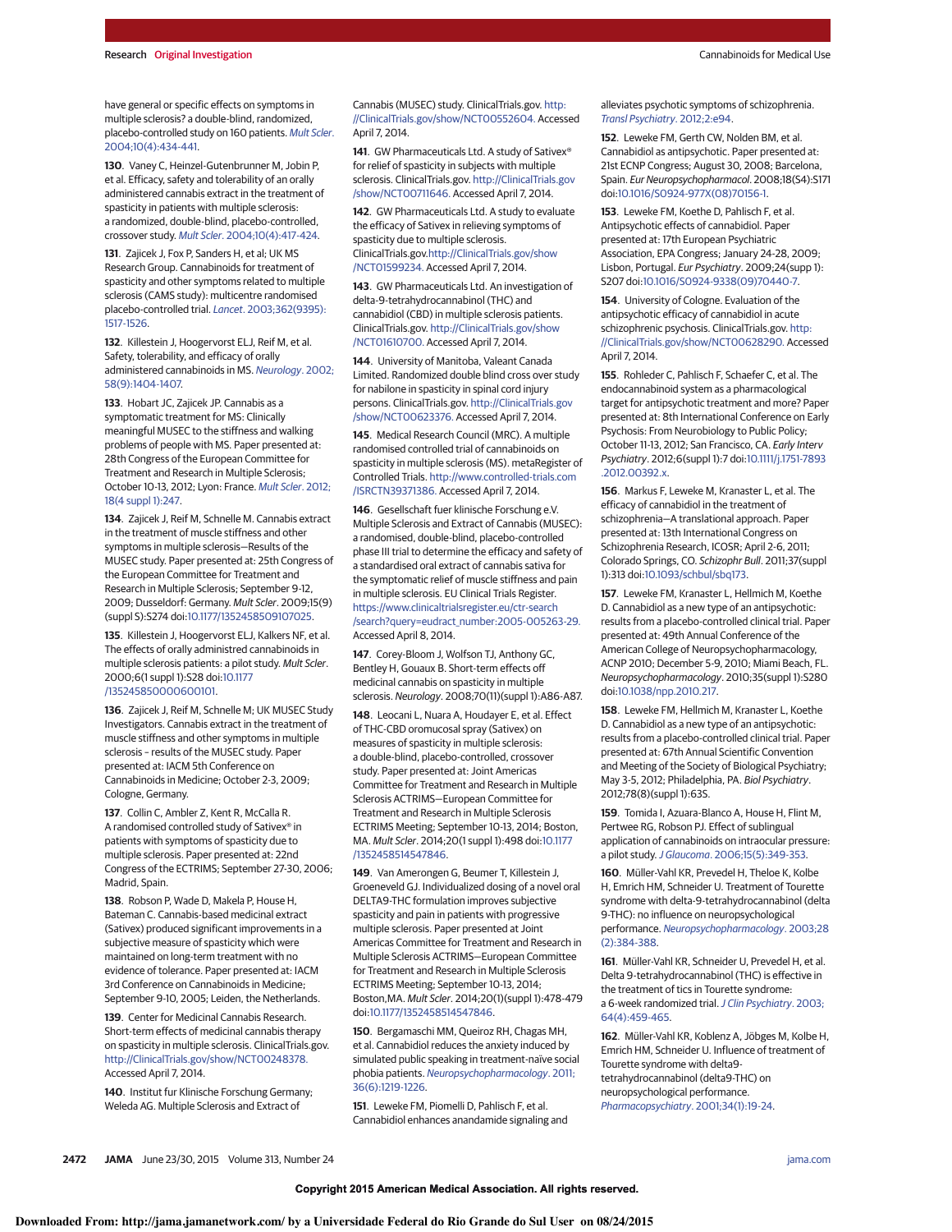have general or specific effects on symptoms in multiple sclerosis? a double-blind, randomized, placebo-controlled study on 160 patients. *Mult Scler*. 2004;10(4):434-441.

**130**. Vaney C, Heinzel-Gutenbrunner M, Jobin P, et al. Efficacy, safety and tolerability of an orally administered cannabis extract in the treatment of spasticity in patients with multiple sclerosis: a randomized, double-blind, placebo-controlled, crossover study. *Mult Scler*. 2004;10(4):417-424.

**131**. Zajicek J, Fox P, Sanders H, et al; UK MS Research Group. Cannabinoids for treatment of spasticity and other symptoms related to multiple sclerosis (CAMS study): multicentre randomised placebo-controlled trial. *Lancet*. 2003;362(9395):1517-1526.

**132**. Killestein J, Hoogervorst ELJ, Reif M, et al. Safety, tolerability, and efficacy of orally administered cannabinoids in MS. *Neurology*. 2002;58(9):1404-1407.

**133**. Hobart JC, Zajicek JP. Cannabis as a symptomatic treatment for MS: Clinically meaningful MUSEC to the stiffness and walking problems of people with MS. Paper presented at: 28th Congress of the European Committee for Treatment and Research in Multiple Sclerosis; October 10-13, 2012; Lyon: France. *Mult Scler*. 2012;18(4 suppl 1):247.

**134**. Zajicek J, Reif M, Schnelle M. Cannabis extract in the treatment of muscle stiffness and other symptoms in multiple sclerosis—Results of the MUSEC study. Paper presented at: 25th Congress of the European Committee for Treatment and Research in Multiple Sclerosis; September 9-12, 2009; Dusseldorf: Germany. *Mult Scler*. 2009;15(9)(suppl S):S274 doi:10.1177/1352458509107025.

**135**. Killestein J, Hoogervorst ELJ, Kalkers NF, et al. The effects of orally administered cannabinoids in multiple sclerosis patients: a pilot study. *Mult Scler*. 2000;6(1 suppl 1):S28 doi:10.1177/135245850000600101.

**136**. Zajicek J, Reif M, Schnelle M; UK MUSEC Study Investigators. Cannabis extract in the treatment of muscle stiffness and other symptoms in multiple sclerosis – results of the MUSEC study. Paper presented at: IACM 5th Conference on Cannabinoids in Medicine; October 2-3, 2009; Cologne, Germany.

**137**. Collin C, Ambler Z, Kent R, McCalla R. A randomised controlled study of Sativex® in patients with symptoms of spasticity due to multiple sclerosis. Paper presented at: 22nd Congress of the ECTRIMS; September 27-30, 2006; Madrid, Spain.

**138**. Robson P, Wade D, Makela P, House H, Bateman C. Cannabis-based medicinal extract (Sativex) produced significant improvements in a subjective measure of spasticity which were maintained on long-term treatment with no evidence of tolerance. Paper presented at: IACM 3rd Conference on Cannabinoids in Medicine; September 9-10, 2005; Leiden, the Netherlands.

**139**. Center for Medicinal Cannabis Research. Short-term effects of medicinal cannabis therapy on spasticity in multiple sclerosis. ClinicalTrials.gov. http://ClinicalTrials.gov/show/NCT00248378. Accessed April 7, 2014.

**140**. Institut fur Klinische Forschung Germany; Weleda AG. Multiple Sclerosis and Extract of Cannabis (MUSEC) study. ClinicalTrials.gov. http://ClinicalTrials.gov/show/NCT00552604. Accessed April 7, 2014.

**141**. GW Pharmaceuticals Ltd. A study of Sativex® for relief of spasticity in subjects with multiple sclerosis. ClinicalTrials.gov. http://ClinicalTrials.gov/show/NCT00711646. Accessed April 7, 2014.

**142**. GW Pharmaceuticals Ltd. A study to evaluate the efficacy of Sativex in relieving symptoms of spasticity due to multiple sclerosis. ClinicalTrials.gov.http://ClinicalTrials.gov/show/NCT01599234. Accessed April 7, 2014.

**143**. GW Pharmaceuticals Ltd. An investigation of delta-9-tetrahydrocannabinol (THC) and cannabidiol (CBD) in multiple sclerosis patients. ClinicalTrials.gov. http://ClinicalTrials.gov/show/NCT01610700. Accessed April 7, 2014.

**144**. University of Manitoba, Valeant Canada Limited. Randomized double blind cross over study for nabilone in spasticity in spinal cord injury persons. ClinicalTrials.gov. http://ClinicalTrials.gov/show/NCT00623376. Accessed April 7, 2014.

**145**. Medical Research Council (MRC). A multiple randomised controlled trial of cannabinoids on spasticity in multiple sclerosis (MS). metaRegister of Controlled Trials. http://www.controlled-trials.com/ISRCTN39371386. Accessed April 7, 2014.

**146**. Gesellschaft fuer klinische Forschung e.V. Multiple Sclerosis and Extract of Cannabis (MUSEC): a randomised, double-blind, placebo-controlled phase III trial to determine the efficacy and safety of a standardised oral extract of cannabis sativa for the symptomatic relief of muscle stiffness and pain in multiple sclerosis. EU Clinical Trials Register. https://www.clinicaltrialsregister.eu/ctr-search/search?query=eudract_number:2005-005263-29. Accessed April 8, 2014.

**147**. Corey-Bloom J, Wolfson TJ, Anthony GC, Bentley H, Gouaux B. Short-term effects off medicinal cannabis on spasticity in multiple sclerosis. *Neurology*. 2008;70(11)(suppl 1):A86-A87.

**148**. Leocani L, Nuara A, Houdayer E, et al. Effect of THC-CBD oromucosal spray (Sativex) on measures of spasticity in multiple sclerosis: a double-blind, placebo-controlled, crossover study. Paper presented at: Joint Americas Committee for Treatment and Research in Multiple Sclerosis ACTRIMS—European Committee for Treatment and Research in Multiple Sclerosis ECTRIMS Meeting; September 10-13, 2014; Boston, MA. *Mult Scler*. 2014;20(1 suppl 1):498 doi:10.1177/1352458514547846.

**149**. Van Amerongen G, Beumer T, Killestein J, Groeneveld GJ. Individualized dosing of a novel oral DELTA9-THC formulation improves subjective spasticity and pain in patients with progressive multiple sclerosis. Paper presented at Joint Americas Committee for Treatment and Research in Multiple Sclerosis ACTRIMS—European Committee for Treatment and Research in Multiple Sclerosis ECTRIMS Meeting; September 10-13, 2014; Boston,MA. *Mult Scler*. 2014;20(1)(suppl 1):478-479 doi:10.1177/1352458514547846.

**150**. Bergamaschi MM, Queiroz RH, Chagas MH, et al. Cannabidiol reduces the anxiety induced by simulated public speaking in treatment-naive social phobia patients. *Neuropsychopharmacology*. 2011;36(6):1219-1226.

**151**. Leweke FM, Piomelli D, Pahlisch F, et al. Cannabidiol enhances anandamide signaling and alleviates psychotic symptoms of schizophrenia. *Transl Psychiatry*. 2012;2:e94.

**152**. Leweke FM, Gerth CW, Nolden BM, et al. Cannabidiol as antipsychotic. Paper presented at: 21st ECNP Congress; August 30, 2008; Barcelona, Spain. *Eur Neuropsychopharmacol*. 2008;18(S4):S171 doi:10.1016/S0924-977X(08)70156-1.

**153**. Leweke FM, Koethe D, Pahlisch F, et al. Antipsychotic effects of cannabidiol. Paper presented at: 17th European Psychiatric Association, EPA Congress; January 24-28, 2009; Lisbon, Portugal. *Eur Psychiatry*. 2009;24(supp 1):S207 doi:10.1016/S0924-9338(09)70440-7.

**154**. University of Cologne. Evaluation of the antipsychotic efficacy of cannabidiol in acute schizophrenic psychosis. ClinicalTrials.gov. http://ClinicalTrials.gov/show/NCT00628290. Accessed April 7, 2014.

**155**. Rohleder C, Pahlisch F, Schaefer C, et al. The endocannabinoid system as a pharmacological target for antipsychotic treatment and more? Paper presented at: 8th International Conference on Early Psychosis: From Neurobiology to Public Policy; October 11-13, 2012; San Francisco, CA. *Early Interv Psychiatry*. 2012;6(suppl 1):7 doi:10.1111/j.1751-7893.2012.00392.x.

**156**. Markus F, Leweke M, Kranaster L, et al. The efficacy of cannabidiol in the treatment of schizophrenia—A translational approach. Paper presented at: 13th International Congress on Schizophrenia Research, ICOSR; April 2-6, 2011; Colorado Springs, CO. *Schizophr Bull*. 2011;37(suppl 1):313 doi:10.1093/schbul/sbq173.

**157**. Leweke FM, Kranaster L, Hellmich M, Koethe D. Cannabidiol as a new type of an antipsychotic: results from a placebo-controlled clinical trial. Paper presented at: 49th Annual Conference of the American College of Neuropsychopharmacology, ACNP 2010; December 5-9, 2010; Miami Beach, FL. *Neuropsychopharmacology*. 2010;35(suppl 1):S280 doi:10.1038/npp.2010.217.

**158**. Leweke FM, Hellmich M, Kranaster L, Koethe D. Cannabidiol as a new type of an antipsychotic: results from a placebo-controlled clinical trial. Paper presented at: 67th Annual Scientific Convention and Meeting of the Society of Biological Psychiatry; May 3-5, 2012; Philadelphia, PA. *Biol Psychiatry*. 2012;78(8)(suppl 1):63S.

**159**. Tomida I, Azuara-Blanco A, House H, Flint M, Pertwee RG, Robson PJ. Effect of sublingual application of cannabinoids on intraocular pressure: a pilot study. *J Glaucoma*. 2006;15(5):349-353.

**160**. Müller-Vahl KR, Prevedel H, Theloe K, Kolbe H, Emrich HM, Schneider U. Treatment of Tourette syndrome with delta-9-tetrahydrocannabinol (delta 9-THC): no influence on neuropsychological performance. *Neuropsychopharmacology*. 2003;28(2):384-388.

**161**. Müller-Vahl KR, Schneider U, Prevedel H, et al. Delta 9-tetrahydrocannabinol (THC) is effective in the treatment of tics in Tourette syndrome: a 6-week randomized trial. *J Clin Psychiatry*. 2003;64(4):459-465.

**162**. Müller-Vahl KR, Koblenz A, Jöbges M, Kolbe H, Emrich HM, Schneider U. Influence of treatment of Tourette syndrome with delta9-tetrahydrocannabinol (delta9-THC) on neuropsychological performance. *Pharmacopsychiatry*. 2001;34(1):19-24.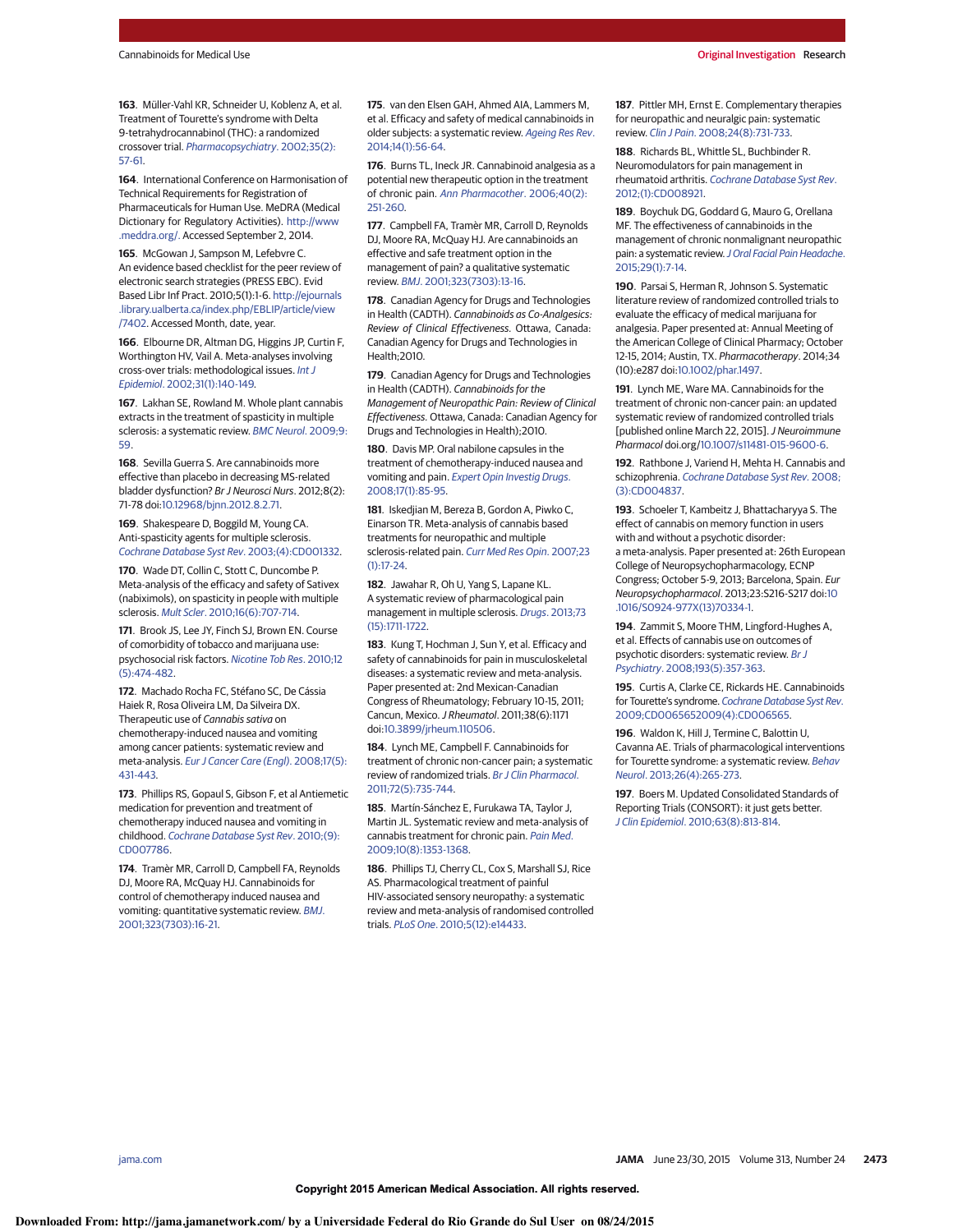163. Müller-Vahl KR, Schneider U, Koblenz A, et al. Treatment of Tourette's syndrome with Delta 9-tetrahydrocannabinol (THC): a randomized crossover trial. *Pharmacopsychiatry*. 2002;35(2):57-61.

164. International Conference on Harmonisation of Technical Requirements for Registration of Pharmaceuticals for Human Use. MeDRA (Medical Dictionary for Regulatory Activities). http://www.meddra.org/. Accessed September 2, 2014.

165. McGowan J, Sampson M, Lefebvre C. An evidence based checklist for the peer review of electronic search strategies (PRESS EBC). Evid Based Libr Inf Pract. 2010;5(1):1-6. http://ejournals.library.ualberta.ca/index.php/EBLIP/article/view/7402. Accessed Month, date, year.

166. Elbourne DR, Altman DG, Higgins JP, Curtin F, Worthington HV, Vail A. Meta-analyses involving cross-over trials: methodological issues. *Int J Epidemiol*. 2002;31(1):140-149.

167. Lakhan SE, Rowland M. Whole plant cannabis extracts in the treatment of spasticity in multiple sclerosis: a systematic review. *BMC Neurol*. 2009;9:59.

168. Sevilla Guerra S. Are cannabinoids more effective than placebo in decreasing MS-related bladder dysfunction? *Br J Neurosci Nurs*. 2012;8(2):71-78 doi:10.12968/bjnn.2012.8.2.71.

169. Shakespeare D, Boggild M, Young CA. Anti-spasticity agents for multiple sclerosis. *Cochrane Database Syst Rev*. 2003;(4):CD001332.

170. Wade DT, Collin C, Stott C, Duncombe P. Meta-analysis of the efficacy and safety of Sativex (nabiximols), on spasticity in people with multiple sclerosis. *Mult Scler*. 2010;16(6):707-714.

171. Brook JS, Lee JY, Finch SJ, Brown EN. Course of comorbidity of tobacco and marijuana use: psychosocial risk factors. *Nicotine Tob Res*. 2010;12(5):474-482.

172. Machado Rocha FC, Stéfano SC, De Cássia Haiek R, Rosa Oliveira LM, Da Silveira DX. Therapeutic use of *Cannabis sativa* on chemotherapy-induced nausea and vomiting among cancer patients: systematic review and meta-analysis. *Eur J Cancer Care (Engl)*. 2008;17(5):431-443.

173. Phillips RS, Gopaul S, Gibson F, et al Antiemetic medication for prevention and treatment of chemotherapy induced nausea and vomiting in childhood. *Cochrane Database Syst Rev*. 2010;(9):CD007786.

174. Tramèr MR, Carroll D, Campbell FA, Reynolds DJ, Moore RA, McQuay HJ. Cannabinoids for control of chemotherapy induced nausea and vomiting: quantitative systematic review. *BMJ*. 2001;323(7303):16-21.

175. van den Elsen GAH, Ahmed AIA, Lammers M, et al. Efficacy and safety of medical cannabinoids in older subjects: a systematic review. *Ageing Res Rev*. 2014;14(1):56-64.

176. Burns TL, Ineck JR. Cannabinoid analgesia as a potential new therapeutic option in the treatment of chronic pain. *Ann Pharmacother*. 2006;40(2):251-260.

177. Campbell FA, Tramèr MR, Carroll D, Reynolds DJ, Moore RA, McQuay HJ. Are cannabinoids an effective and safe treatment option in the management of pain? a qualitative systematic review. *BMJ*. 2001;323(7303):13-16.

178. Canadian Agency for Drugs and Technologies in Health (CADTH). *Cannabinoids as Co-Analgesics: Review of Clinical Effectiveness*. Ottawa, Canada: Canadian Agency for Drugs and Technologies in Health;2010.

179. Canadian Agency for Drugs and Technologies in Health (CADTH). *Cannabinoids for the Management of Neuropathic Pain: Review of Clinical Effectiveness*. Ottawa, Canada: Canadian Agency for Drugs and Technologies in Health);2010.

180. Davis MP. Oral nabilone capsules in the treatment of chemotherapy-induced nausea and vomiting and pain. *Expert Opin Investig Drugs*. 2008;17(1):85-95.

181. Iskedjian M, Bereza B, Gordon A, Piwko C, Einarson TR. Meta-analysis of cannabis based treatments for neuropathic and multiple sclerosis-related pain. *Curr Med Res Opin*. 2007;23(1):17-24.

182. Jawahar R, Oh U, Yang S, Lapane KL. A systematic review of pharmacological pain management in multiple sclerosis. *Drugs*. 2013;73(15):1711-1722.

183. Kung T, Hochman J, Sun Y, et al. Efficacy and safety of cannabinoids for pain in musculoskeletal diseases: a systematic review and meta-analysis. Paper presented at: 2nd Mexican-Canadian Congress of Rheumatology; February 10-15, 2011; Cancun, Mexico. *J Rheumatol*. 2011;38(6):1171 doi:10.3899/jrheum.110506.

184. Lynch ME, Campbell F. Cannabinoids for treatment of chronic non-cancer pain; a systematic review of randomized trials. *Br J Clin Pharmacol*. 2011;72(5):735-744.

185. Martín-Sánchez E, Furukawa TA, Taylor J, Martin JL. Systematic review and meta-analysis of cannabis treatment for chronic pain. *Pain Med*. 2009;10(8):1353-1368.

186. Phillips TJ, Cherry CL, Cox S, Marshall SJ, Rice AS. Pharmacological treatment of painful HIV-associated sensory neuropathy: a systematic review and meta-analysis of randomised controlled trials. *PLoS One*. 2010;5(12):e14433.

187. Pittler MH, Ernst E. Complementary therapies for neuropathic and neuralgic pain: systematic review. *Clin J Pain*. 2008;24(8):731-733.

188. Richards BL, Whittle SL, Buchbinder R. Neuromodulators for pain management in rheumatoid arthritis. *Cochrane Database Syst Rev*. 2012;(1):CD008921.

189. Boychuk DG, Goddard G, Mauro G, Orellana MF. The effectiveness of cannabinoids in the management of chronic nonmalignant neuropathic pain: a systematic review. *J Oral Facial Pain Headache*. 2015;29(1):7-14.

190. Parsai S, Herman R, Johnson S. Systematic literature review of randomized controlled trials to evaluate the efficacy of medical marijuana for analgesia. Paper presented at: Annual Meeting of the American College of Clinical Pharmacy; October 12-15, 2014; Austin, TX. *Pharmacotherapy*. 2014;34(10):e287 doi:10.1002/phar.1497.

191. Lynch ME, Ware MA. Cannabinoids for the treatment of chronic non-cancer pain: an updated systematic review of randomized controlled trials [published online March 22, 2015]. *J Neuroimmune Pharmacol* doi.org/10.1007/s11481-015-9600-6.

192. Rathbone J, Variend H, Mehta H. Cannabis and schizophrenia. *Cochrane Database Syst Rev*. 2008;(3):CD004837.

193. Schoeler T, Kambeitz J, Bhattacharyya S. The effect of cannabis on memory function in users with and without a psychotic disorder: a meta-analysis. Paper presented at: 26th European College of Neuropsychopharmacology, ECNP Congress; October 5-9, 2013; Barcelona, Spain. *Eur Neuropsychopharmacol*. 2013;23:S216-S217 doi:10.1016/S0924-977X(13)70334-1.

194. Zammit S, Moore THM, Lingford-Hughes A, et al. Effects of cannabis use on outcomes of psychotic disorders: systematic review. *Br J Psychiatry*. 2008;193(5):357-363.

195. Curtis A, Clarke CE, Rickards HE. Cannabinoids for Tourette's syndrome. *Cochrane Database Syst Rev*. 2009;CD0065652009(4):CD006565.

196. Waldon K, Hill J, Termine C, Balottin U, Cavanna AE. Trials of pharmacological interventions for Tourette syndrome: a systematic review. *Behav Neurol*. 2013;26(4):265-273.

197. Boers M. Updated Consolidated Standards of Reporting Trials (CONSORT): it just gets better. *J Clin Epidemiol*. 2010;63(8):813-814.